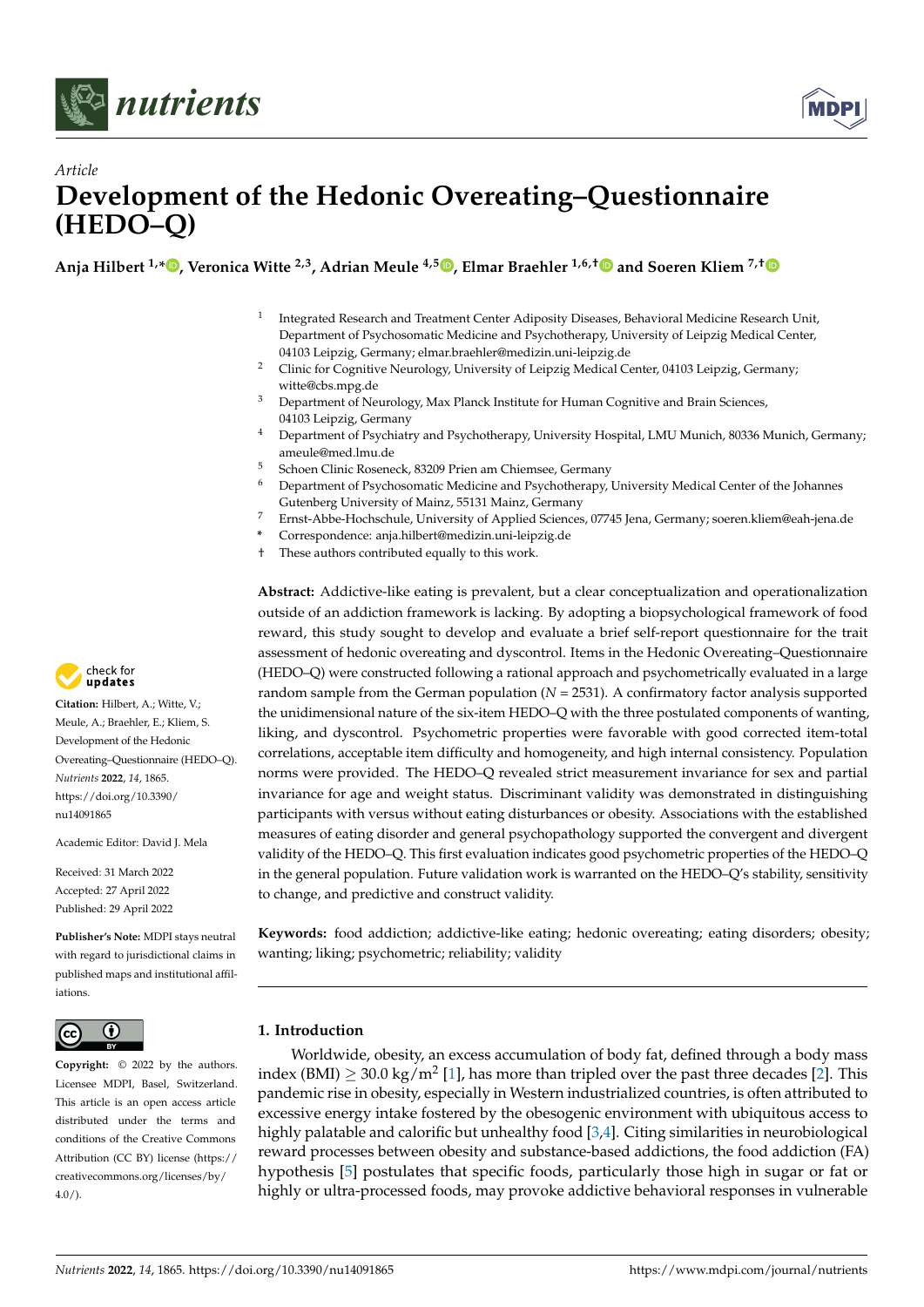*Article*

# Development of the Hedonic Overeating–Questionnaire (HEDO–Q)

**Anja Hilbert [1,*], Veronica Witte [2,3], Adrian Meule [4,5], Elmar Braehler [1,6,†] and Soeren Kliem [7,†]**

[1] Integrated Research and Treatment Center Adiposity Diseases, Behavioral Medicine Research Unit, Department of Psychosomatic Medicine and Psychotherapy, University of Leipzig Medical Center, 04103 Leipzig, Germany; elmar.braehler@medizin.uni-leipzig.de

[2] Clinic for Cognitive Neurology, University of Leipzig Medical Center, 04103 Leipzig, Germany; witte@cbs.mpg.de

[3] Department of Neurology, Max Planck Institute for Human Cognitive and Brain Sciences, 04103 Leipzig, Germany

[4] Department of Psychiatry and Psychotherapy, University Hospital, LMU Munich, 80336 Munich, Germany; ameule@med.lmu.de

[5] Schoen Clinic Roseneck, 83209 Prien am Chiemsee, Germany

[6] Department of Psychosomatic Medicine and Psychotherapy, University Medical Center of the Johannes Gutenberg University of Mainz, 55131 Mainz, Germany

[7] Ernst-Abbe-Hochschule, University of Applied Sciences, 07745 Jena, Germany; soeren.kliem@eah-jena.de

\* Correspondence: anja.hilbert@medizin.uni-leipzig.de

† These authors contributed equally to this work.

**Citation:** Hilbert, A.; Witte, V.; Meule, A.; Braehler, E.; Kliem, S. Development of the Hedonic Overeating–Questionnaire (HEDO–Q). *Nutrients* **2022**, *14*, 1865. https://doi.org/10.3390/nu14091865

Academic Editor: David J. Mela

Received: 31 March 2022
Accepted: 27 April 2022
Published: 29 April 2022

**Publisher's Note:** MDPI stays neutral with regard to jurisdictional claims in published maps and institutional affiliations.

**Copyright:** © 2022 by the authors. Licensee MDPI, Basel, Switzerland. This article is an open access article distributed under the terms and conditions of the Creative Commons Attribution (CC BY) license (https://creativecommons.org/licenses/by/4.0/).

**Abstract:** Addictive-like eating is prevalent, but a clear conceptualization and operationalization outside of an addiction framework is lacking. By adopting a biopsychological framework of food reward, this study sought to develop and evaluate a brief self-report questionnaire for the trait assessment of hedonic overeating and dyscontrol. Items in the Hedonic Overeating–Questionnaire (HEDO–Q) were constructed following a rational approach and psychometrically evaluated in a large random sample from the German population ($N = 2531$). A confirmatory factor analysis supported the unidimensional nature of the six-item HEDO–Q with the three postulated components of wanting, liking, and dyscontrol. Psychometric properties were favorable with good corrected item-total correlations, acceptable item difficulty and homogeneity, and high internal consistency. Population norms were provided. The HEDO–Q revealed strict measurement invariance for sex and partial invariance for age and weight status. Discriminant validity was demonstrated in distinguishing participants with versus without eating disturbances or obesity. Associations with the established measures of eating disorder and general psychopathology supported the convergent and divergent validity of the HEDO–Q. This first evaluation indicates good psychometric properties of the HEDO–Q in the general population. Future validation work is warranted on the HEDO–Q's stability, sensitivity to change, and predictive and construct validity.

**Keywords:** food addiction; addictive-like eating; hedonic overeating; eating disorders; obesity; wanting; liking; psychometric; reliability; validity

## 1. Introduction

Worldwide, obesity, an excess accumulation of body fat, defined through a body mass index (BMI) $\geq 30.0$ kg/m$^2$ [1], has more than tripled over the past three decades [2]. This pandemic rise in obesity, especially in Western industrialized countries, is often attributed to excessive energy intake fostered by the obesogenic environment with ubiquitous access to highly palatable and calorific but unhealthy food [3,4]. Citing similarities in neurobiological reward processes between obesity and substance-based addictions, the food addiction (FA) hypothesis [5] postulates that specific foods, particularly those high in sugar or fat or highly or ultra-processed foods, may provoke addictive behavioral responses in vulnerable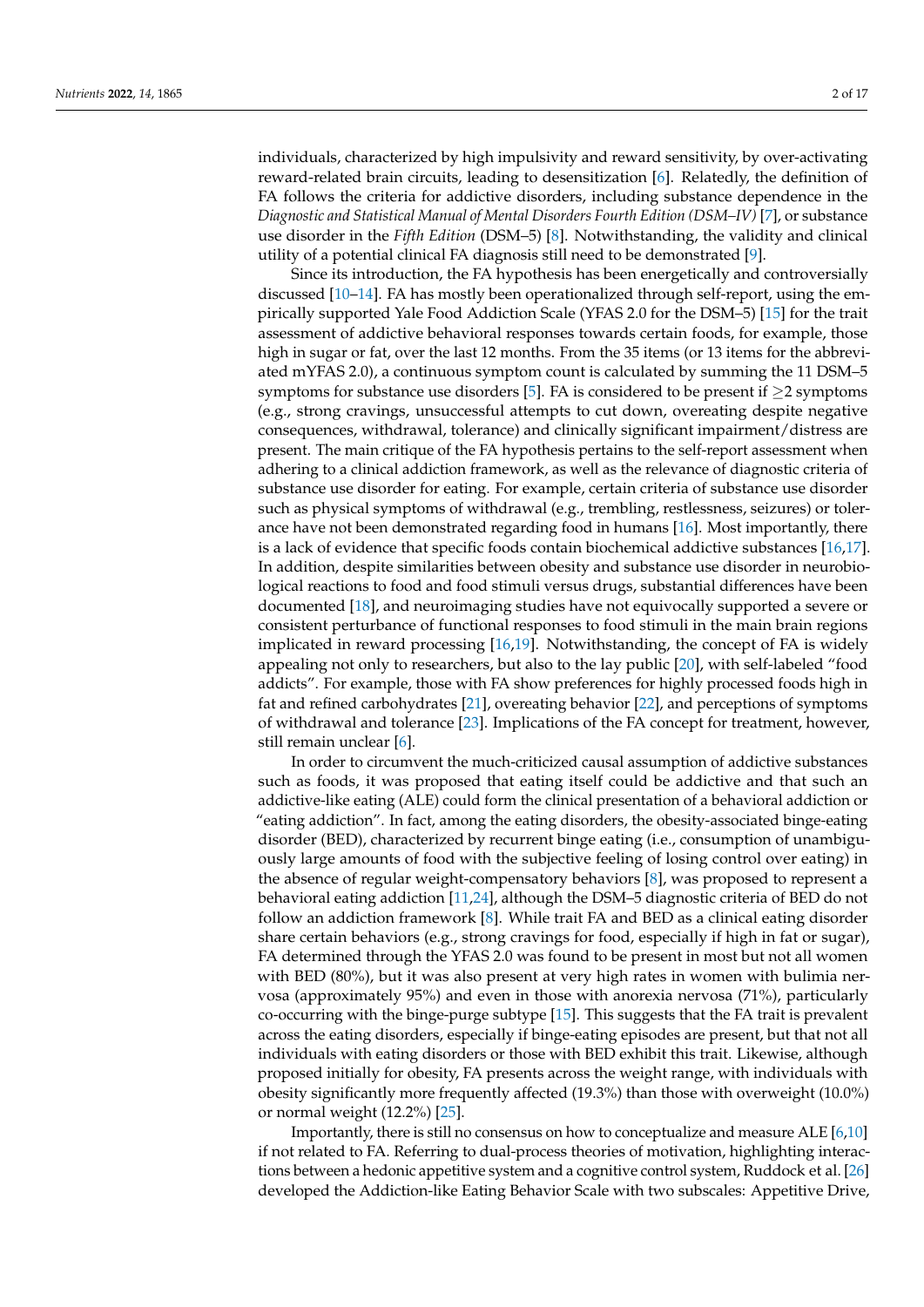individuals, characterized by high impulsivity and reward sensitivity, by over-activating reward-related brain circuits, leading to desensitization [6]. Relatedly, the definition of FA follows the criteria for addictive disorders, including substance dependence in the *Diagnostic and Statistical Manual of Mental Disorders Fourth Edition (DSM–IV)* [7], or substance use disorder in the *Fifth Edition* (DSM–5) [8]. Notwithstanding, the validity and clinical utility of a potential clinical FA diagnosis still need to be demonstrated [9].

Since its introduction, the FA hypothesis has been energetically and controversially discussed [10–14]. FA has mostly been operationalized through self-report, using the empirically supported Yale Food Addiction Scale (YFAS 2.0 for the DSM–5) [15] for the trait assessment of addictive behavioral responses towards certain foods, for example, those high in sugar or fat, over the last 12 months. From the 35 items (or 13 items for the abbreviated mYFAS 2.0), a continuous symptom count is calculated by summing the 11 DSM–5 symptoms for substance use disorders [5]. FA is considered to be present if $\geq$2 symptoms (e.g., strong cravings, unsuccessful attempts to cut down, overeating despite negative consequences, withdrawal, tolerance) and clinically significant impairment/distress are present. The main critique of the FA hypothesis pertains to the self-report assessment when adhering to a clinical addiction framework, as well as the relevance of diagnostic criteria of substance use disorder for eating. For example, certain criteria of substance use disorder such as physical symptoms of withdrawal (e.g., trembling, restlessness, seizures) or tolerance have not been demonstrated regarding food in humans [16]. Most importantly, there is a lack of evidence that specific foods contain biochemical addictive substances [16,17]. In addition, despite similarities between obesity and substance use disorder in neurobiological reactions to food and food stimuli versus drugs, substantial differences have been documented [18], and neuroimaging studies have not equivocally supported a severe or consistent perturbance of functional responses to food stimuli in the main brain regions implicated in reward processing [16,19]. Notwithstanding, the concept of FA is widely appealing not only to researchers, but also to the lay public [20], with self-labeled "food addicts". For example, those with FA show preferences for highly processed foods high in fat and refined carbohydrates [21], overeating behavior [22], and perceptions of symptoms of withdrawal and tolerance [23]. Implications of the FA concept for treatment, however, still remain unclear [6].

In order to circumvent the much-criticized causal assumption of addictive substances such as foods, it was proposed that eating itself could be addictive and that such an addictive-like eating (ALE) could form the clinical presentation of a behavioral addiction or "eating addiction". In fact, among the eating disorders, the obesity-associated binge-eating disorder (BED), characterized by recurrent binge eating (i.e., consumption of unambiguously large amounts of food with the subjective feeling of losing control over eating) in the absence of regular weight-compensatory behaviors [8], was proposed to represent a behavioral eating addiction [11,24], although the DSM–5 diagnostic criteria of BED do not follow an addiction framework [8]. While trait FA and BED as a clinical eating disorder share certain behaviors (e.g., strong cravings for food, especially if high in fat or sugar), FA determined through the YFAS 2.0 was found to be present in most but not all women with BED (80%), but it was also present at very high rates in women with bulimia nervosa (approximately 95%) and even in those with anorexia nervosa (71%), particularly co-occurring with the binge-purge subtype [15]. This suggests that the FA trait is prevalent across the eating disorders, especially if binge-eating episodes are present, but that not all individuals with eating disorders or those with BED exhibit this trait. Likewise, although proposed initially for obesity, FA presents across the weight range, with individuals with obesity significantly more frequently affected (19.3%) than those with overweight (10.0%) or normal weight (12.2%) [25].

Importantly, there is still no consensus on how to conceptualize and measure ALE [6,10] if not related to FA. Referring to dual-process theories of motivation, highlighting interactions between a hedonic appetitive system and a cognitive control system, Ruddock et al. [26] developed the Addiction-like Eating Behavior Scale with two subscales: Appetitive Drive,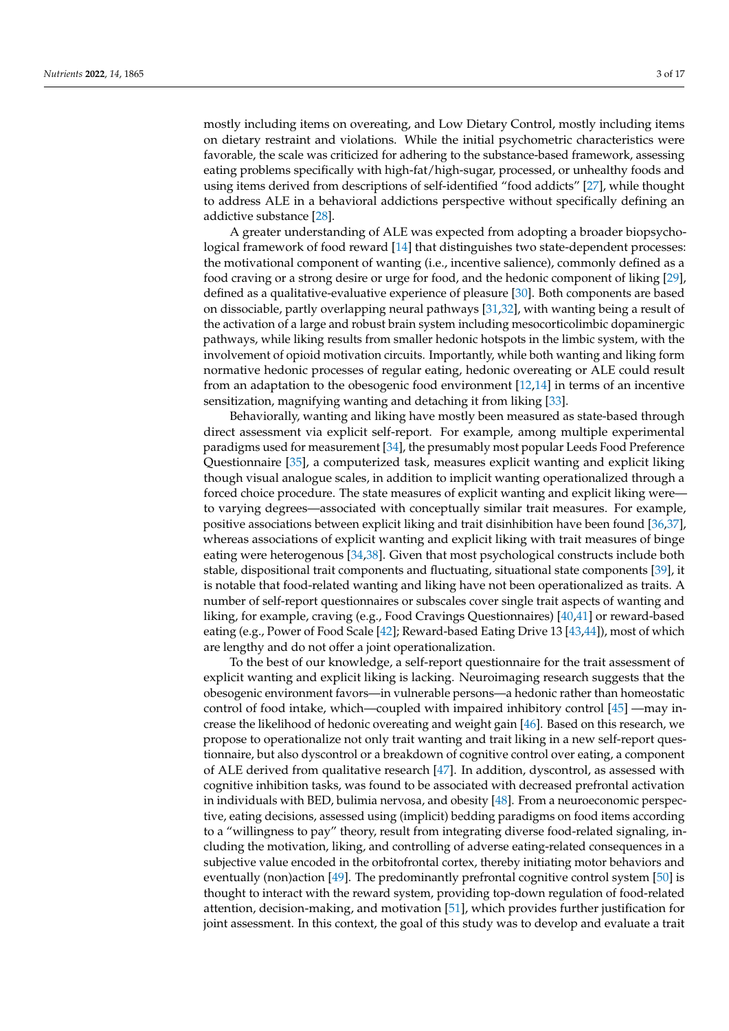mostly including items on overeating, and Low Dietary Control, mostly including items on dietary restraint and violations. While the initial psychometric characteristics were favorable, the scale was criticized for adhering to the substance-based framework, assessing eating problems specifically with high-fat/high-sugar, processed, or unhealthy foods and using items derived from descriptions of self-identified "food addicts" [27], while thought to address ALE in a behavioral addictions perspective without specifically defining an addictive substance [28].

A greater understanding of ALE was expected from adopting a broader biopsychological framework of food reward [14] that distinguishes two state-dependent processes: the motivational component of wanting (i.e., incentive salience), commonly defined as a food craving or a strong desire or urge for food, and the hedonic component of liking [29], defined as a qualitative-evaluative experience of pleasure [30]. Both components are based on dissociable, partly overlapping neural pathways [31,32], with wanting being a result of the activation of a large and robust brain system including mesocorticolimbic dopaminergic pathways, while liking results from smaller hedonic hotspots in the limbic system, with the involvement of opioid motivation circuits. Importantly, while both wanting and liking form normative hedonic processes of regular eating, hedonic overeating or ALE could result from an adaptation to the obesogenic food environment [12,14] in terms of an incentive sensitization, magnifying wanting and detaching it from liking [33].

Behaviorally, wanting and liking have mostly been measured as state-based through direct assessment via explicit self-report. For example, among multiple experimental paradigms used for measurement [34], the presumably most popular Leeds Food Preference Questionnaire [35], a computerized task, measures explicit wanting and explicit liking though visual analogue scales, in addition to implicit wanting operationalized through a forced choice procedure. The state measures of explicit wanting and explicit liking were—to varying degrees—associated with conceptually similar trait measures. For example, positive associations between explicit liking and trait disinhibition have been found [36,37], whereas associations of explicit wanting and explicit liking with trait measures of binge eating were heterogenous [34,38]. Given that most psychological constructs include both stable, dispositional trait components and fluctuating, situational state components [39], it is notable that food-related wanting and liking have not been operationalized as traits. A number of self-report questionnaires or subscales cover single trait aspects of wanting and liking, for example, craving (e.g., Food Cravings Questionnaires) [40,41] or reward-based eating (e.g., Power of Food Scale [42]; Reward-based Eating Drive 13 [43,44]), most of which are lengthy and do not offer a joint operationalization.

To the best of our knowledge, a self-report questionnaire for the trait assessment of explicit wanting and explicit liking is lacking. Neuroimaging research suggests that the obesogenic environment favors—in vulnerable persons—a hedonic rather than homeostatic control of food intake, which—coupled with impaired inhibitory control [45] —may increase the likelihood of hedonic overeating and weight gain [46]. Based on this research, we propose to operationalize not only trait wanting and trait liking in a new self-report questionnaire, but also dyscontrol or a breakdown of cognitive control over eating, a component of ALE derived from qualitative research [47]. In addition, dyscontrol, as assessed with cognitive inhibition tasks, was found to be associated with decreased prefrontal activation in individuals with BED, bulimia nervosa, and obesity [48]. From a neuroeconomic perspective, eating decisions, assessed using (implicit) bedding paradigms on food items according to a "willingness to pay" theory, result from integrating diverse food-related signaling, including the motivation, liking, and controlling of adverse eating-related consequences in a subjective value encoded in the orbitofrontal cortex, thereby initiating motor behaviors and eventually (non)action [49]. The predominantly prefrontal cognitive control system [50] is thought to interact with the reward system, providing top-down regulation of food-related attention, decision-making, and motivation [51], which provides further justification for joint assessment. In this context, the goal of this study was to develop and evaluate a trait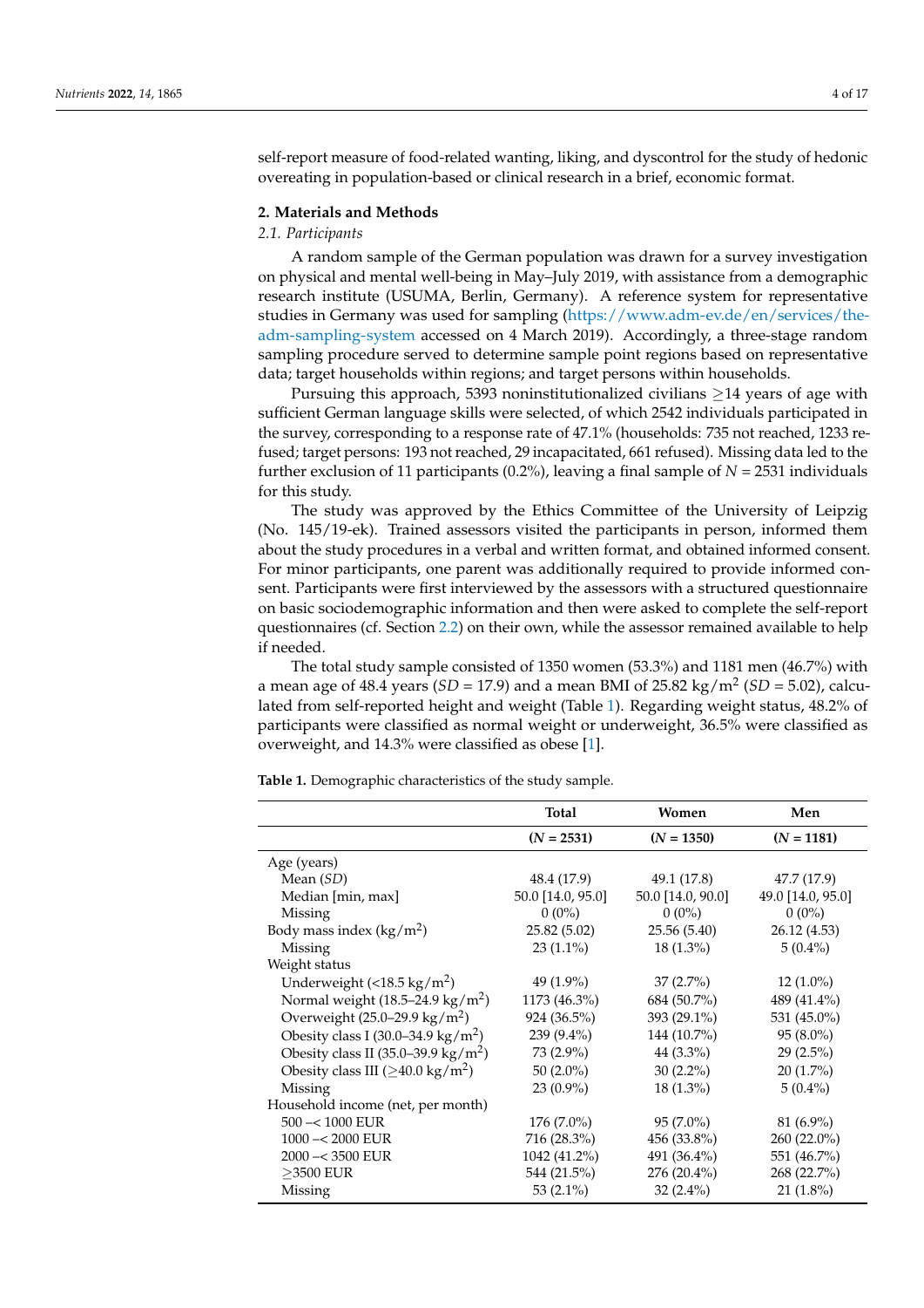self-report measure of food-related wanting, liking, and dyscontrol for the study of hedonic overeating in population-based or clinical research in a brief, economic format.

## 2. Materials and Methods

### *2.1. Participants*

A random sample of the German population was drawn for a survey investigation on physical and mental well-being in May–July 2019, with assistance from a demographic research institute (USUMA, Berlin, Germany). A reference system for representative studies in Germany was used for sampling (https://www.adm-ev.de/en/services/the-adm-sampling-system accessed on 4 March 2019). Accordingly, a three-stage random sampling procedure served to determine sample point regions based on representative data; target households within regions; and target persons within households.

Pursuing this approach, 5393 noninstitutionalized civilians ≥14 years of age with sufficient German language skills were selected, of which 2542 individuals participated in the survey, corresponding to a response rate of 47.1% (households: 735 not reached, 1233 refused; target persons: 193 not reached, 29 incapacitated, 661 refused). Missing data led to the further exclusion of 11 participants (0.2%), leaving a final sample of *N* = 2531 individuals for this study.

The study was approved by the Ethics Committee of the University of Leipzig (No. 145/19-ek). Trained assessors visited the participants in person, informed them about the study procedures in a verbal and written format, and obtained informed consent. For minor participants, one parent was additionally required to provide informed consent. Participants were first interviewed by the assessors with a structured questionnaire on basic sociodemographic information and then were asked to complete the self-report questionnaires (cf. Section 2.2) on their own, while the assessor remained available to help if needed.

The total study sample consisted of 1350 women (53.3%) and 1181 men (46.7%) with a mean age of 48.4 years (*SD* = 17.9) and a mean BMI of 25.82 kg/m$^2$ (*SD* = 5.02), calculated from self-reported height and weight (Table 1). Regarding weight status, 48.2% of participants were classified as normal weight or underweight, 36.5% were classified as overweight, and 14.3% were classified as obese [1].

**Table 1.** Demographic characteristics of the study sample.

| | Total | Women | Men |
|---|---|---|---|
| | **(*N* = 2531)** | **(*N* = 1350)** | **(*N* = 1181)** |
| Age (years) | | | |
| Mean (*SD*) | 48.4 (17.9) | 49.1 (17.8) | 47.7 (17.9) |
| Median [min, max] | 50.0 [14.0, 95.0] | 50.0 [14.0, 90.0] | 49.0 [14.0, 95.0] |
| Missing | 0 (0%) | 0 (0%) | 0 (0%) |
| Body mass index (kg/m$^2$) | 25.82 (5.02) | 25.56 (5.40) | 26.12 (4.53) |
| Missing | 23 (1.1%) | 18 (1.3%) | 5 (0.4%) |
| Weight status | | | |
| Underweight (<18.5 kg/m$^2$) | 49 (1.9%) | 37 (2.7%) | 12 (1.0%) |
| Normal weight (18.5–24.9 kg/m$^2$) | 1173 (46.3%) | 684 (50.7%) | 489 (41.4%) |
| Overweight (25.0–29.9 kg/m$^2$) | 924 (36.5%) | 393 (29.1%) | 531 (45.0%) |
| Obesity class I (30.0–34.9 kg/m$^2$) | 239 (9.4%) | 144 (10.7%) | 95 (8.0%) |
| Obesity class II (35.0–39.9 kg/m$^2$) | 73 (2.9%) | 44 (3.3%) | 29 (2.5%) |
| Obesity class III (≥40.0 kg/m$^2$) | 50 (2.0%) | 30 (2.2%) | 20 (1.7%) |
| Missing | 23 (0.9%) | 18 (1.3%) | 5 (0.4%) |
| Household income (net, per month) | | | |
| 500 –< 1000 EUR | 176 (7.0%) | 95 (7.0%) | 81 (6.9%) |
| 1000 –< 2000 EUR | 716 (28.3%) | 456 (33.8%) | 260 (22.0%) |
| 2000 –< 3500 EUR | 1042 (41.2%) | 491 (36.4%) | 551 (46.7%) |
| ≥3500 EUR | 544 (21.5%) | 276 (20.4%) | 268 (22.7%) |
| Missing | 53 (2.1%) | 32 (2.4%) | 21 (1.8%) |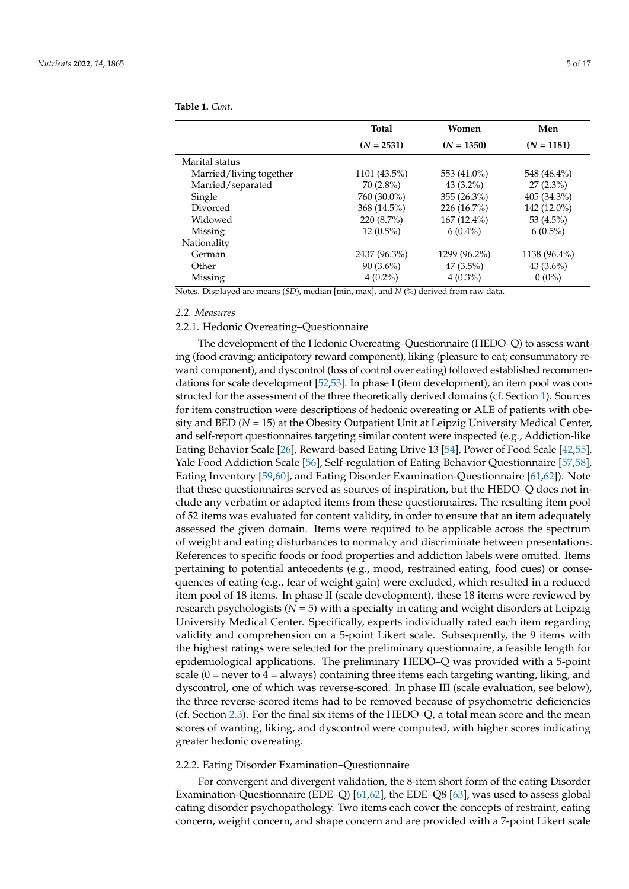**Table 1.** *Cont.*

| | Total | Women | Men |
|---|---|---|---|
| | (*N* = 2531) | (*N* = 1350) | (*N* = 1181) |
| Marital status | | | |
| Married/living together | 1101 (43.5%) | 553 (41.0%) | 548 (46.4%) |
| Married/separated | 70 (2.8%) | 43 (3.2%) | 27 (2.3%) |
| Single | 760 (30.0%) | 355 (26.3%) | 405 (34.3%) |
| Divorced | 368 (14.5%) | 226 (16.7%) | 142 (12.0%) |
| Widowed | 220 (8.7%) | 167 (12.4%) | 53 (4.5%) |
| Missing | 12 (0.5%) | 6 (0.4%) | 6 (0.5%) |
| Nationality | | | |
| German | 2437 (96.3%) | 1299 (96.2%) | 1138 (96.4%) |
| Other | 90 (3.6%) | 47 (3.5%) | 43 (3.6%) |
| Missing | 4 (0.2%) | 4 (0.3%) | 0 (0%) |

Notes. Displayed are means (*SD*), median [min, max], and *N* (%) derived from raw data.

### 2.2. Measures

#### 2.2.1. Hedonic Overeating–Questionnaire

The development of the Hedonic Overeating–Questionnaire (HEDO–Q) to assess wanting (food craving; anticipatory reward component), liking (pleasure to eat; consummatory reward component), and dyscontrol (loss of control over eating) followed established recommendations for scale development [52,53]. In phase I (item development), an item pool was constructed for the assessment of the three theoretically derived domains (cf. Section 1). Sources for item construction were descriptions of hedonic overeating or ALE of patients with obesity and BED (*N* = 15) at the Obesity Outpatient Unit at Leipzig University Medical Center, and self-report questionnaires targeting similar content were inspected (e.g., Addiction-like Eating Behavior Scale [26], Reward-based Eating Drive 13 [54], Power of Food Scale [42,55], Yale Food Addiction Scale [56], Self-regulation of Eating Behavior Questionnaire [57,58], Eating Inventory [59,60], and Eating Disorder Examination-Questionnaire [61,62]). Note that these questionnaires served as sources of inspiration, but the HEDO–Q does not include any verbatim or adapted items from these questionnaires. The resulting item pool of 52 items was evaluated for content validity, in order to ensure that an item adequately assessed the given domain. Items were required to be applicable across the spectrum of weight and eating disturbances to normalcy and discriminate between presentations. References to specific foods or food properties and addiction labels were omitted. Items pertaining to potential antecedents (e.g., mood, restrained eating, food cues) or consequences of eating (e.g., fear of weight gain) were excluded, which resulted in a reduced item pool of 18 items. In phase II (scale development), these 18 items were reviewed by research psychologists (*N* = 5) with a specialty in eating and weight disorders at Leipzig University Medical Center. Specifically, experts individually rated each item regarding validity and comprehension on a 5-point Likert scale. Subsequently, the 9 items with the highest ratings were selected for the preliminary questionnaire, a feasible length for epidemiological applications. The preliminary HEDO–Q was provided with a 5-point scale (0 = never to 4 = always) containing three items each targeting wanting, liking, and dyscontrol, one of which was reverse-scored. In phase III (scale evaluation, see below), the three reverse-scored items had to be removed because of psychometric deficiencies (cf. Section 2.3). For the final six items of the HEDO–Q, a total mean score and the mean scores of wanting, liking, and dyscontrol were computed, with higher scores indicating greater hedonic overeating.

#### 2.2.2. Eating Disorder Examination–Questionnaire

For convergent and divergent validation, the 8-item short form of the eating Disorder Examination-Questionnaire (EDE–Q) [61,62], the EDE–Q8 [63], was used to assess global eating disorder psychopathology. Two items each cover the concepts of restraint, eating concern, weight concern, and shape concern and are provided with a 7-point Likert scale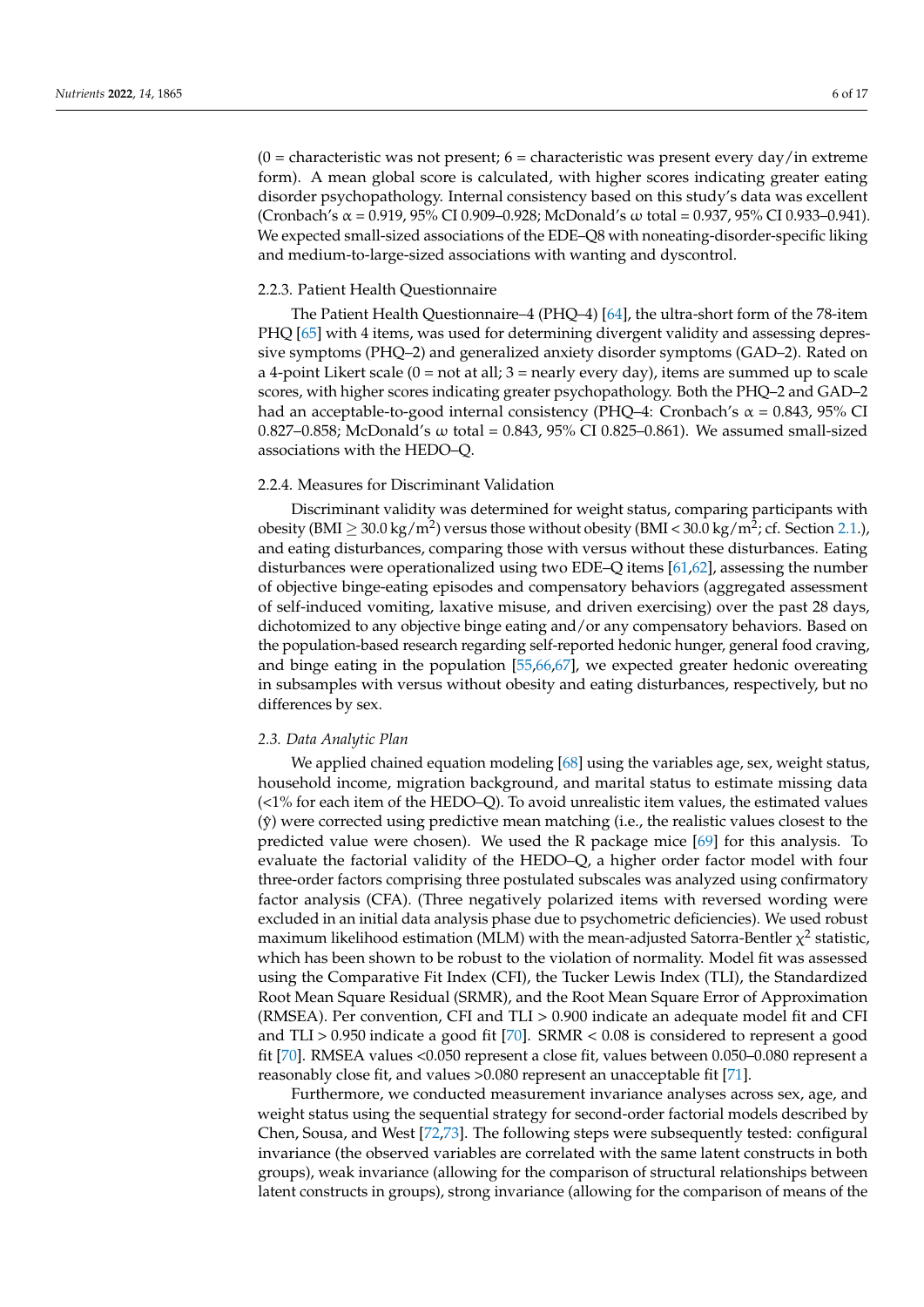(0 = characteristic was not present; 6 = characteristic was present every day/in extreme form). A mean global score is calculated, with higher scores indicating greater eating disorder psychopathology. Internal consistency based on this study's data was excellent (Cronbach's $\alpha$ = 0.919, 95% CI 0.909–0.928; McDonald's $\omega$ total = 0.937, 95% CI 0.933–0.941). We expected small-sized associations of the EDE–Q8 with noneating-disorder-specific liking and medium-to-large-sized associations with wanting and dyscontrol.

#### 2.2.3. Patient Health Questionnaire

The Patient Health Questionnaire–4 (PHQ–4) [64], the ultra-short form of the 78-item PHQ [65] with 4 items, was used for determining divergent validity and assessing depressive symptoms (PHQ–2) and generalized anxiety disorder symptoms (GAD–2). Rated on a 4-point Likert scale (0 = not at all; 3 = nearly every day), items are summed up to scale scores, with higher scores indicating greater psychopathology. Both the PHQ–2 and GAD–2 had an acceptable-to-good internal consistency (PHQ–4: Cronbach's $\alpha$ = 0.843, 95% CI 0.827–0.858; McDonald's $\omega$ total = 0.843, 95% CI 0.825–0.861). We assumed small-sized associations with the HEDO–Q.

#### 2.2.4. Measures for Discriminant Validation

Discriminant validity was determined for weight status, comparing participants with obesity (BMI $\geq$ 30.0 kg/m$^2$) versus those without obesity (BMI < 30.0 kg/m$^2$; cf. Section 2.1.), and eating disturbances, comparing those with versus without these disturbances. Eating disturbances were operationalized using two EDE–Q items [61,62], assessing the number of objective binge-eating episodes and compensatory behaviors (aggregated assessment of self-induced vomiting, laxative misuse, and driven exercising) over the past 28 days, dichotomized to any objective binge eating and/or any compensatory behaviors. Based on the population-based research regarding self-reported hedonic hunger, general food craving, and binge eating in the population [55,66,67], we expected greater hedonic overeating in subsamples with versus without obesity and eating disturbances, respectively, but no differences by sex.

### *2.3. Data Analytic Plan*

We applied chained equation modeling [68] using the variables age, sex, weight status, household income, migration background, and marital status to estimate missing data (<1% for each item of the HEDO–Q). To avoid unrealistic item values, the estimated values ($\hat{y}$) were corrected using predictive mean matching (i.e., the realistic values closest to the predicted value were chosen). We used the R package mice [69] for this analysis. To evaluate the factorial validity of the HEDO–Q, a higher order factor model with four three-order factors comprising three postulated subscales was analyzed using confirmatory factor analysis (CFA). (Three negatively polarized items with reversed wording were excluded in an initial data analysis phase due to psychometric deficiencies). We used robust maximum likelihood estimation (MLM) with the mean-adjusted Satorra-Bentler $\chi^2$ statistic, which has been shown to be robust to the violation of normality. Model fit was assessed using the Comparative Fit Index (CFI), the Tucker Lewis Index (TLI), the Standardized Root Mean Square Residual (SRMR), and the Root Mean Square Error of Approximation (RMSEA). Per convention, CFI and TLI > 0.900 indicate an adequate model fit and CFI and TLI > 0.950 indicate a good fit [70]. SRMR < 0.08 is considered to represent a good fit [70]. RMSEA values <0.050 represent a close fit, values between 0.050–0.080 represent a reasonably close fit, and values >0.080 represent an unacceptable fit [71].

Furthermore, we conducted measurement invariance analyses across sex, age, and weight status using the sequential strategy for second-order factorial models described by Chen, Sousa, and West [72,73]. The following steps were subsequently tested: configural invariance (the observed variables are correlated with the same latent constructs in both groups), weak invariance (allowing for the comparison of structural relationships between latent constructs in groups), strong invariance (allowing for the comparison of means of the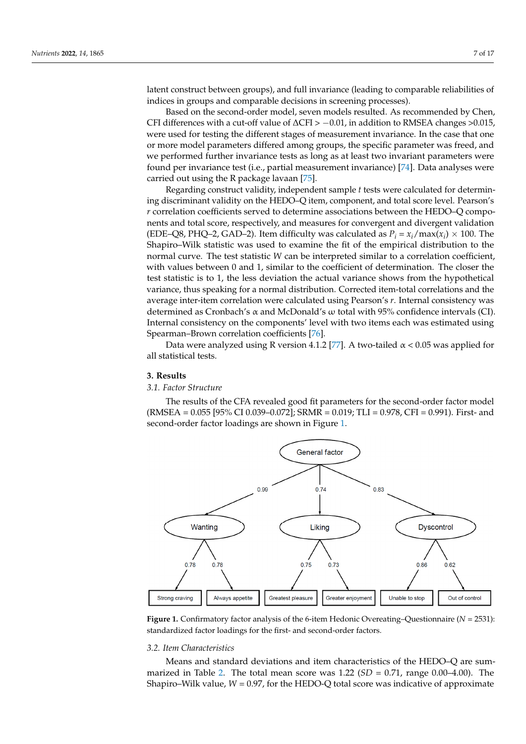latent construct between groups), and full invariance (leading to comparable reliabilities of indices in groups and comparable decisions in screening processes).

Based on the second-order model, seven models resulted. As recommended by Chen, CFI differences with a cut-off value of $\Delta$CFI > −0.01, in addition to RMSEA changes >0.015, were used for testing the different stages of measurement invariance. In the case that one or more model parameters differed among groups, the specific parameter was freed, and we performed further invariance tests as long as at least two invariant parameters were found per invariance test (i.e., partial measurement invariance) [74]. Data analyses were carried out using the R package lavaan [75].

Regarding construct validity, independent sample *t* tests were calculated for determining discriminant validity on the HEDO–Q item, component, and total score level. Pearson's *r* correlation coefficients served to determine associations between the HEDO–Q components and total score, respectively, and measures for convergent and divergent validation (EDE–Q8, PHQ–2, GAD–2). Item difficulty was calculated as $P_i = x_i/\max(x_i) \times 100$. The Shapiro–Wilk statistic was used to examine the fit of the empirical distribution to the normal curve. The test statistic *W* can be interpreted similar to a correlation coefficient, with values between 0 and 1, similar to the coefficient of determination. The closer the test statistic is to 1, the less deviation the actual variance shows from the hypothetical variance, thus speaking for a normal distribution. Corrected item-total correlations and the average inter-item correlation were calculated using Pearson's *r*. Internal consistency was determined as Cronbach's α and McDonald's ω total with 95% confidence intervals (CI). Internal consistency on the components' level with two items each was estimated using Spearman–Brown correlation coefficients [76].

Data were analyzed using R version 4.1.2 [77]. A two-tailed α < 0.05 was applied for all statistical tests.

## 3. Results

### 3.1. Factor Structure

The results of the CFA revealed good fit parameters for the second-order factor model (RMSEA = 0.055 [95% CI 0.039–0.072]; SRMR = 0.019; TLI = 0.978, CFI = 0.991). First- and second-order factor loadings are shown in Figure 1.

General factor
0.99
0.74
0.83
Wanting
Liking
Dyscontrol
0.78
0.78
0.75
0.73
0.86
0.62
Strong craving
Always appetite
Greatest pleasure
Greater enjoyment
Unable to stop
Out of control

**Figure 1.** Confirmatory factor analysis of the 6-item Hedonic Overeating–Questionnaire (*N* = 2531): standardized factor loadings for the first- and second-order factors.

### 3.2. Item Characteristics

Means and standard deviations and item characteristics of the HEDO–Q are summarized in Table 2. The total mean score was 1.22 (*SD* = 0.71, range 0.00–4.00). The Shapiro–Wilk value, *W* = 0.97, for the HEDO-Q total score was indicative of approximate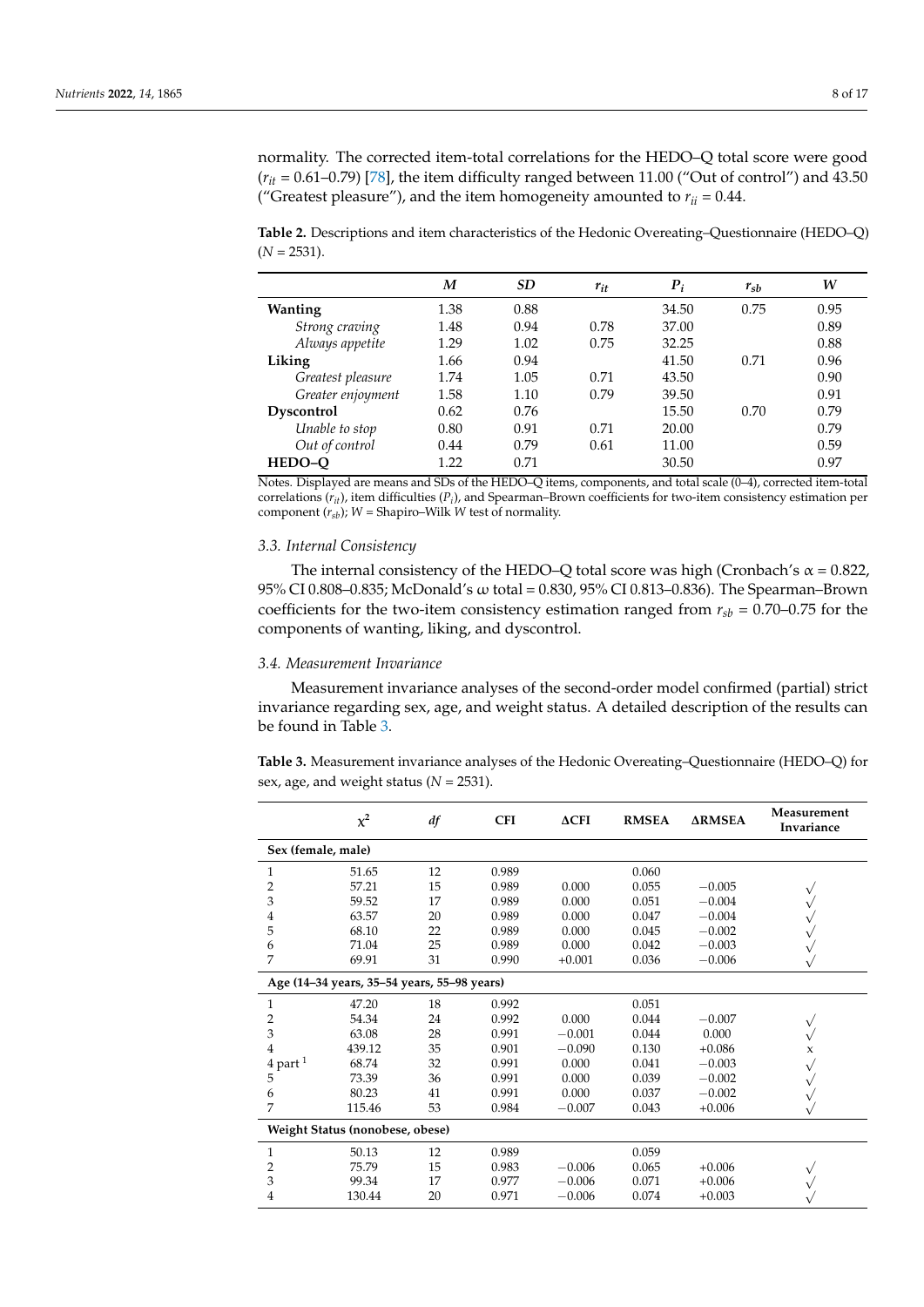normality. The corrected item-total correlations for the HEDO–Q total score were good ($r_{it}$ = 0.61–0.79) [78], the item difficulty ranged between 11.00 ("Out of control") and 43.50 ("Greatest pleasure"), and the item homogeneity amounted to $r_{ii}$ = 0.44.

**Table 2.** Descriptions and item characteristics of the Hedonic Overeating–Questionnaire (HEDO–Q) ($N$ = 2531).

| | $M$ | $SD$ | $r_{it}$ | $P_i$ | $r_{sb}$ | $W$ |
|---|---|---|---|---|---|---|
| **Wanting** | 1.38 | 0.88 | | 34.50 | 0.75 | 0.95 |
| *Strong craving* | 1.48 | 0.94 | 0.78 | 37.00 | | 0.89 |
| *Always appetite* | 1.29 | 1.02 | 0.75 | 32.25 | | 0.88 |
| **Liking** | 1.66 | 0.94 | | 41.50 | 0.71 | 0.96 |
| *Greatest pleasure* | 1.74 | 1.05 | 0.71 | 43.50 | | 0.90 |
| *Greater enjoyment* | 1.58 | 1.10 | 0.79 | 39.50 | | 0.91 |
| **Dyscontrol** | 0.62 | 0.76 | | 15.50 | 0.70 | 0.79 |
| *Unable to stop* | 0.80 | 0.91 | 0.71 | 20.00 | | 0.79 |
| *Out of control* | 0.44 | 0.79 | 0.61 | 11.00 | | 0.59 |
| **HEDO–Q** | 1.22 | 0.71 | | 30.50 | | 0.97 |

Notes. Displayed are means and SDs of the HEDO–Q items, components, and total scale (0–4), corrected item-total correlations ($r_{it}$), item difficulties ($P_i$), and Spearman–Brown coefficients for two-item consistency estimation per component ($r_{sb}$); $W$ = Shapiro–Wilk $W$ test of normality.

### 3.3. Internal Consistency

The internal consistency of the HEDO–Q total score was high (Cronbach's α = 0.822, 95% CI 0.808–0.835; McDonald's ω total = 0.830, 95% CI 0.813–0.836). The Spearman–Brown coefficients for the two-item consistency estimation ranged from $r_{sb}$ = 0.70–0.75 for the components of wanting, liking, and dyscontrol.

### 3.4. Measurement Invariance

Measurement invariance analyses of the second-order model confirmed (partial) strict invariance regarding sex, age, and weight status. A detailed description of the results can be found in Table 3.

**Table 3.** Measurement invariance analyses of the Hedonic Overeating–Questionnaire (HEDO–Q) for sex, age, and weight status ($N$ = 2531).

| | $\chi^2$ | $df$ | CFI | ΔCFI | RMSEA | ΔRMSEA | Measurement Invariance |
|---|---|---|---|---|---|---|---|
| **Sex (female, male)** | | | | | | | |
| 1 | 51.65 | 12 | 0.989 | | 0.060 | | |
| 2 | 57.21 | 15 | 0.989 | 0.000 | 0.055 | −0.005 | √ |
| 3 | 59.52 | 17 | 0.989 | 0.000 | 0.051 | −0.004 | √ |
| 4 | 63.57 | 20 | 0.989 | 0.000 | 0.047 | −0.004 | √ |
| 5 | 68.10 | 22 | 0.989 | 0.000 | 0.045 | −0.002 | √ |
| 6 | 71.04 | 25 | 0.989 | 0.000 | 0.042 | −0.003 | √ |
| 7 | 69.91 | 31 | 0.990 | +0.001 | 0.036 | −0.006 | √ |
| **Age (14–34 years, 35–54 years, 55–98 years)** | | | | | | | |
| 1 | 47.20 | 18 | 0.992 | | 0.051 | | |
| 2 | 54.34 | 24 | 0.992 | 0.000 | 0.044 | −0.007 | √ |
| 3 | 63.08 | 28 | 0.991 | −0.001 | 0.044 | 0.000 | √ |
| 4 | 439.12 | 35 | 0.901 | −0.090 | 0.130 | +0.086 | x |
| 4 part [1] | 68.74 | 32 | 0.991 | 0.000 | 0.041 | −0.003 | √ |
| 5 | 73.39 | 36 | 0.991 | 0.000 | 0.039 | −0.002 | √ |
| 6 | 80.23 | 41 | 0.991 | 0.000 | 0.037 | −0.002 | √ |
| 7 | 115.46 | 53 | 0.984 | −0.007 | 0.043 | +0.006 | √ |
| **Weight Status (nonobese, obese)** | | | | | | | |
| 1 | 50.13 | 12 | 0.989 | | 0.059 | | |
| 2 | 75.79 | 15 | 0.983 | −0.006 | 0.065 | +0.006 | √ |
| 3 | 99.34 | 17 | 0.977 | −0.006 | 0.071 | +0.006 | √ |
| 4 | 130.44 | 20 | 0.971 | −0.006 | 0.074 | +0.003 | √ |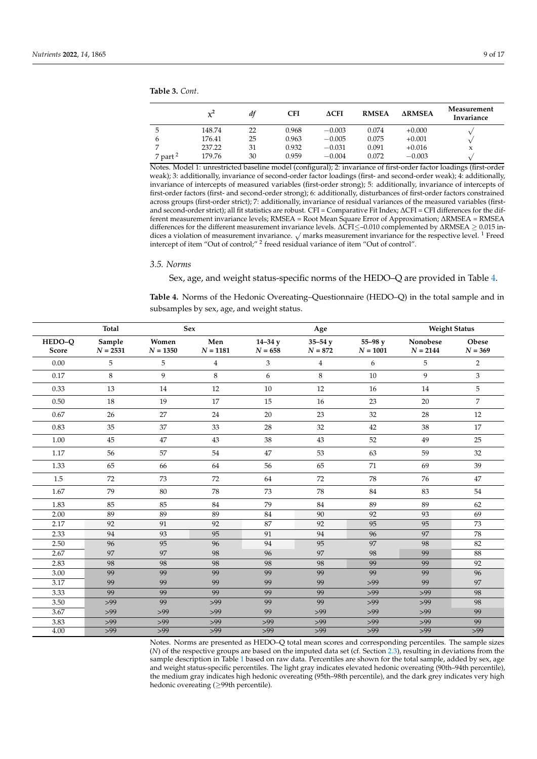**Table 3.** *Cont.*

| | $\chi^2$ | *df* | CFI | ΔCFI | RMSEA | ΔRMSEA | Measurement Invariance |
|---|---|---|---|---|---|---|---|
| 5 | 148.74 | 22 | 0.968 | −0.003 | 0.074 | +0.000 | √ |
| 6 | 176.41 | 25 | 0.963 | −0.005 | 0.075 | +0.001 | √ |
| 7 | 237.22 | 31 | 0.932 | −0.031 | 0.091 | +0.016 | x |
| 7 part [2] | 179.76 | 30 | 0.959 | −0.004 | 0.072 | −0.003 | √ |

Notes. Model 1: unrestricted baseline model (configural); 2: invariance of first-order factor loadings (first-order weak); 3: additionally, invariance of second-order factor loadings (first- and second-order weak); 4: additionally, invariance of intercepts of measured variables (first-order strong); 5: additionally, invariance of intercepts of first-order factors (first- and second-order strong); 6: additionally, disturbances of first-order factors constrained across groups (first-order strict); 7: additionally, invariance of residual variances of the measured variables (first- and second-order strict); all fit statistics are robust. CFI = Comparative Fit Index; ΔCFI = CFI differences for the different measurement invariance levels; RMSEA = Root Mean Square Error of Approximation; ΔRMSEA = RMSEA differences for the different measurement invariance levels. $\Delta CFI \leq -0.010$ complemented by $\Delta RMSEA \geq 0.015$ indices a violation of measurement invariance. √ marks measurement invariance for the respective level. [1] Freed intercept of item "Out of control;" [2] freed residual variance of item "Out of control".

### 3.5. Norms

Sex, age, and weight status-specific norms of the HEDO–Q are provided in Table 4.

**Table 4.** Norms of the Hedonic Overeating–Questionnaire (HEDO–Q) in the total sample and in subsamples by sex, age, and weight status.

| | Total | Sex | | Age | | | Weight Status | |
|---|---|---|---|---|---|---|---|---|
| HEDO–Q Score | Sample *N* = 2531 | Women *N* = 1350 | Men *N* = 1181 | 14–34 y *N* = 658 | 35–54 y *N* = 872 | 55–98 y *N* = 1001 | Nonobese *N* = 2144 | Obese *N* = 369 |
| 0.00 | 5 | 5 | 4 | 3 | 4 | 6 | 5 | 2 |
| 0.17 | 8 | 9 | 8 | 6 | 8 | 10 | 9 | 3 |
| 0.33 | 13 | 14 | 12 | 10 | 12 | 16 | 14 | 5 |
| 0.50 | 18 | 19 | 17 | 15 | 16 | 23 | 20 | 7 |
| 0.67 | 26 | 27 | 24 | 20 | 23 | 32 | 28 | 12 |
| 0.83 | 35 | 37 | 33 | 28 | 32 | 42 | 38 | 17 |
| 1.00 | 45 | 47 | 43 | 38 | 43 | 52 | 49 | 25 |
| 1.17 | 56 | 57 | 54 | 47 | 53 | 63 | 59 | 32 |
| 1.33 | 65 | 66 | 64 | 56 | 65 | 71 | 69 | 39 |
| 1.5 | 72 | 73 | 72 | 64 | 72 | 78 | 76 | 47 |
| 1.67 | 79 | 80 | 78 | 73 | 78 | 84 | 83 | 54 |
| 1.83 | 85 | 85 | 84 | 79 | 84 | 89 | 89 | 62 |
| 2.00 | 89 | 89 | 89 | 84 | 90 | 92 | 93 | 69 |
| 2.17 | 92 | 91 | 92 | 87 | 92 | 95 | 95 | 73 |
| 2.33 | 94 | 93 | 95 | 91 | 94 | 96 | 97 | 78 |
| 2.50 | 96 | 95 | 96 | 94 | 95 | 97 | 98 | 82 |
| 2.67 | 97 | 97 | 98 | 96 | 97 | 98 | 99 | 88 |
| 2.83 | 98 | 98 | 98 | 98 | 98 | 99 | 99 | 92 |
| 3.00 | 99 | 99 | 99 | 99 | 99 | 99 | 99 | 96 |
| 3.17 | 99 | 99 | 99 | 99 | 99 | >99 | 99 | 97 |
| 3.33 | 99 | 99 | 99 | 99 | 99 | >99 | >99 | 98 |
| 3.50 | >99 | 99 | >99 | 99 | 99 | >99 | >99 | 98 |
| 3.67 | >99 | >99 | >99 | 99 | >99 | >99 | >99 | 99 |
| 3.83 | >99 | >99 | >99 | >99 | >99 | >99 | >99 | 99 |
| 4.00 | >99 | >99 | >99 | >99 | >99 | >99 | >99 | >99 |

Notes. Norms are presented as HEDO–Q total mean scores and corresponding percentiles. The sample sizes (*N*) of the respective groups are based on the imputed data set (cf. Section 2.3), resulting in deviations from the sample description in Table 1 based on raw data. Percentiles are shown for the total sample, added by sex, age and weight status-specific percentiles. The light gray indicates elevated hedonic overeating (90th–94th percentile), the medium gray indicates high hedonic overeating (95th–98th percentile), and the dark grey indicates very high hedonic overeating (≥99th percentile).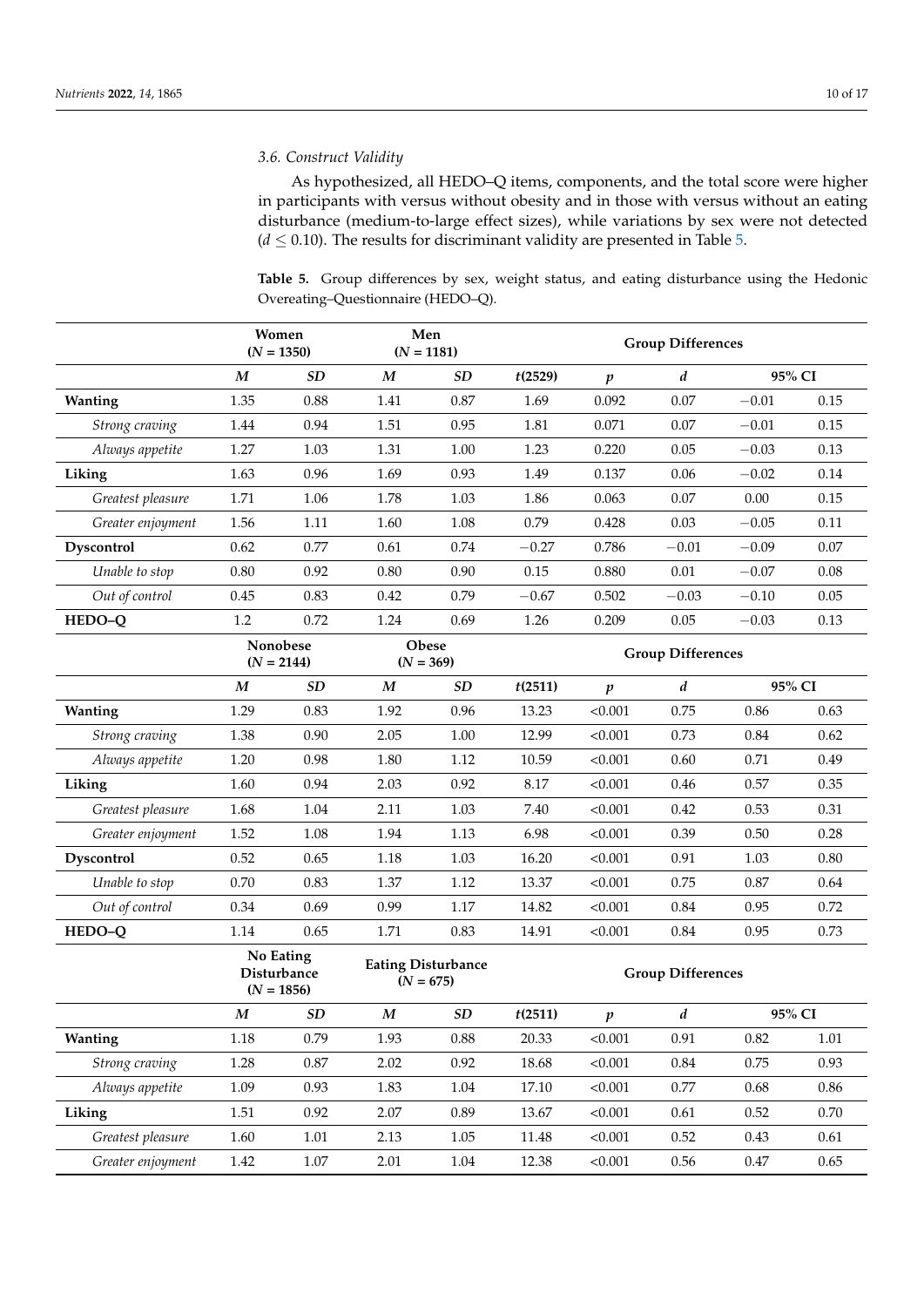### 3.6. Construct Validity

As hypothesized, all HEDO–Q items, components, and the total score were higher in participants with versus without obesity and in those with versus without an eating disturbance (medium-to-large effect sizes), while variations by sex were not detected ($d \leq 0.10$). The results for discriminant validity are presented in Table 5.

**Table 5.** Group differences by sex, weight status, and eating disturbance using the Hedonic Overeating–Questionnaire (HEDO–Q).

| | Women ($N$ = 1350) | | Men ($N$ = 1181) | | Group Differences | | | | |
|---|---|---|---|---|---|---|---|---|---|
| | $M$ | $SD$ | $M$ | $SD$ | $t$(2529) | $p$ | $d$ | 95% CI | |
| **Wanting** | 1.35 | 0.88 | 1.41 | 0.87 | 1.69 | 0.092 | 0.07 | −0.01 | 0.15 |
| *Strong craving* | 1.44 | 0.94 | 1.51 | 0.95 | 1.81 | 0.071 | 0.07 | −0.01 | 0.15 |
| *Always appetite* | 1.27 | 1.03 | 1.31 | 1.00 | 1.23 | 0.220 | 0.05 | −0.03 | 0.13 |
| **Liking** | 1.63 | 0.96 | 1.69 | 0.93 | 1.49 | 0.137 | 0.06 | −0.02 | 0.14 |
| *Greatest pleasure* | 1.71 | 1.06 | 1.78 | 1.03 | 1.86 | 0.063 | 0.07 | 0.00 | 0.15 |
| *Greater enjoyment* | 1.56 | 1.11 | 1.60 | 1.08 | 0.79 | 0.428 | 0.03 | −0.05 | 0.11 |
| **Dyscontrol** | 0.62 | 0.77 | 0.61 | 0.74 | −0.27 | 0.786 | −0.01 | −0.09 | 0.07 |
| *Unable to stop* | 0.80 | 0.92 | 0.80 | 0.90 | 0.15 | 0.880 | 0.01 | −0.07 | 0.08 |
| *Out of control* | 0.45 | 0.83 | 0.42 | 0.79 | −0.67 | 0.502 | −0.03 | −0.10 | 0.05 |
| **HEDO–Q** | 1.2 | 0.72 | 1.24 | 0.69 | 1.26 | 0.209 | 0.05 | −0.03 | 0.13 |
| | **Nonobese ($N$ = 2144)** | | **Obese ($N$ = 369)** | | **Group Differences** | | | | |
| | $M$ | $SD$ | $M$ | $SD$ | $t$(2511) | $p$ | $d$ | 95% CI | |
| **Wanting** | 1.29 | 0.83 | 1.92 | 0.96 | 13.23 | <0.001 | 0.75 | 0.86 | 0.63 |
| *Strong craving* | 1.38 | 0.90 | 2.05 | 1.00 | 12.99 | <0.001 | 0.73 | 0.84 | 0.62 |
| *Always appetite* | 1.20 | 0.98 | 1.80 | 1.12 | 10.59 | <0.001 | 0.60 | 0.71 | 0.49 |
| **Liking** | 1.60 | 0.94 | 2.03 | 0.92 | 8.17 | <0.001 | 0.46 | 0.57 | 0.35 |
| *Greatest pleasure* | 1.68 | 1.04 | 2.11 | 1.03 | 7.40 | <0.001 | 0.42 | 0.53 | 0.31 |
| *Greater enjoyment* | 1.52 | 1.08 | 1.94 | 1.13 | 6.98 | <0.001 | 0.39 | 0.50 | 0.28 |
| **Dyscontrol** | 0.52 | 0.65 | 1.18 | 1.03 | 16.20 | <0.001 | 0.91 | 1.03 | 0.80 |
| *Unable to stop* | 0.70 | 0.83 | 1.37 | 1.12 | 13.37 | <0.001 | 0.75 | 0.87 | 0.64 |
| *Out of control* | 0.34 | 0.69 | 0.99 | 1.17 | 14.82 | <0.001 | 0.84 | 0.95 | 0.72 |
| **HEDO–Q** | 1.14 | 0.65 | 1.71 | 0.83 | 14.91 | <0.001 | 0.84 | 0.95 | 0.73 |
| | **No Eating Disturbance ($N$ = 1856)** | | **Eating Disturbance ($N$ = 675)** | | **Group Differences** | | | | |
| | $M$ | $SD$ | $M$ | $SD$ | $t$(2511) | $p$ | $d$ | 95% CI | |
| **Wanting** | 1.18 | 0.79 | 1.93 | 0.88 | 20.33 | <0.001 | 0.91 | 0.82 | 1.01 |
| *Strong craving* | 1.28 | 0.87 | 2.02 | 0.92 | 18.68 | <0.001 | 0.84 | 0.75 | 0.93 |
| *Always appetite* | 1.09 | 0.93 | 1.83 | 1.04 | 17.10 | <0.001 | 0.77 | 0.68 | 0.86 |
| **Liking** | 1.51 | 0.92 | 2.07 | 0.89 | 13.67 | <0.001 | 0.61 | 0.52 | 0.70 |
| *Greatest pleasure* | 1.60 | 1.01 | 2.13 | 1.05 | 11.48 | <0.001 | 0.52 | 0.43 | 0.61 |
| *Greater enjoyment* | 1.42 | 1.07 | 2.01 | 1.04 | 12.38 | <0.001 | 0.56 | 0.47 | 0.65 |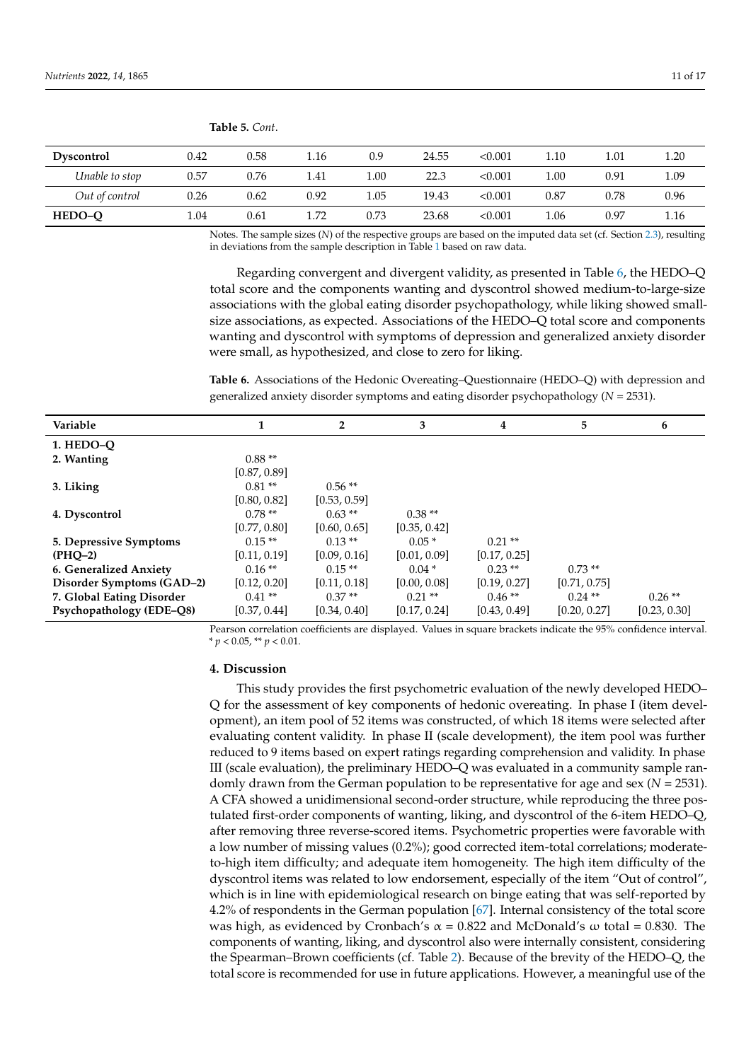**Table 5.** *Cont.*

| | | | | | | | | | |
|---|---|---|---|---|---|---|---|---|---|
| **Dyscontrol** | 0.42 | 0.58 | 1.16 | 0.9 | 24.55 | <0.001 | 1.10 | 1.01 | 1.20 |
| *Unable to stop* | 0.57 | 0.76 | 1.41 | 1.00 | 22.3 | <0.001 | 1.00 | 0.91 | 1.09 |
| *Out of control* | 0.26 | 0.62 | 0.92 | 1.05 | 19.43 | <0.001 | 0.87 | 0.78 | 0.96 |
| **HEDO–Q** | 1.04 | 0.61 | 1.72 | 0.73 | 23.68 | <0.001 | 1.06 | 0.97 | 1.16 |

Notes. The sample sizes ($N$) of the respective groups are based on the imputed data set (cf. Section 2.3), resulting in deviations from the sample description in Table 1 based on raw data.

Regarding convergent and divergent validity, as presented in Table 6, the HEDO–Q total score and the components wanting and dyscontrol showed medium-to-large-size associations with the global eating disorder psychopathology, while liking showed small-size associations, as expected. Associations of the HEDO–Q total score and components wanting and dyscontrol with symptoms of depression and generalized anxiety disorder were small, as hypothesized, and close to zero for liking.

**Table 6.** Associations of the Hedonic Overeating–Questionnaire (HEDO–Q) with depression and generalized anxiety disorder symptoms and eating disorder psychopathology ($N$ = 2531).

| Variable | 1 | 2 | 3 | 4 | 5 | 6 |
|---|---|---|---|---|---|---|
| **1. HEDO–Q** | | | | | | |
| **2. Wanting** | 0.88 ** [0.87, 0.89] | | | | | |
| **3. Liking** | 0.81 ** [0.80, 0.82] | 0.56 ** [0.53, 0.59] | | | | |
| **4. Dyscontrol** | 0.78 ** [0.77, 0.80] | 0.63 ** [0.60, 0.65] | 0.38 ** [0.35, 0.42] | | | |
| **5. Depressive Symptoms (PHQ–2)** | 0.15 ** [0.11, 0.19] | 0.13 ** [0.09, 0.16] | 0.05 * [0.01, 0.09] | 0.21 ** [0.17, 0.25] | | |
| **6. Generalized Anxiety Disorder Symptoms (GAD–2)** | 0.16 ** [0.12, 0.20] | 0.15 ** [0.11, 0.18] | 0.04 * [0.00, 0.08] | 0.23 ** [0.19, 0.27] | 0.73 ** [0.71, 0.75] | |
| **7. Global Eating Disorder Psychopathology (EDE–Q8)** | 0.41 ** [0.37, 0.44] | 0.37 ** [0.34, 0.40] | 0.21 ** [0.17, 0.24] | 0.46 ** [0.43, 0.49] | 0.24 ** [0.20, 0.27] | 0.26 ** [0.23, 0.30] |

Pearson correlation coefficients are displayed. Values in square brackets indicate the 95% confidence interval. * $p < 0.05$, ** $p < 0.01$.

## 4. Discussion

This study provides the first psychometric evaluation of the newly developed HEDO–Q for the assessment of key components of hedonic overeating. In phase I (item development), an item pool of 52 items was constructed, of which 18 items were selected after evaluating content validity. In phase II (scale development), the item pool was further reduced to 9 items based on expert ratings regarding comprehension and validity. In phase III (scale evaluation), the preliminary HEDO–Q was evaluated in a community sample randomly drawn from the German population to be representative for age and sex ($N$ = 2531). A CFA showed a unidimensional second-order structure, while reproducing the three postulated first-order components of wanting, liking, and dyscontrol of the 6-item HEDO–Q, after removing three reverse-scored items. Psychometric properties were favorable with a low number of missing values (0.2%); good corrected item-total correlations; moderate-to-high item difficulty; and adequate item homogeneity. The high item difficulty of the dyscontrol items was related to low endorsement, especially of the item "Out of control", which is in line with epidemiological research on binge eating that was self-reported by 4.2% of respondents in the German population [67]. Internal consistency of the total score was high, as evidenced by Cronbach's $\alpha$ = 0.822 and McDonald's $\omega$ total = 0.830. The components of wanting, liking, and dyscontrol also were internally consistent, considering the Spearman–Brown coefficients (cf. Table 2). Because of the brevity of the HEDO–Q, the total score is recommended for use in future applications. However, a meaningful use of the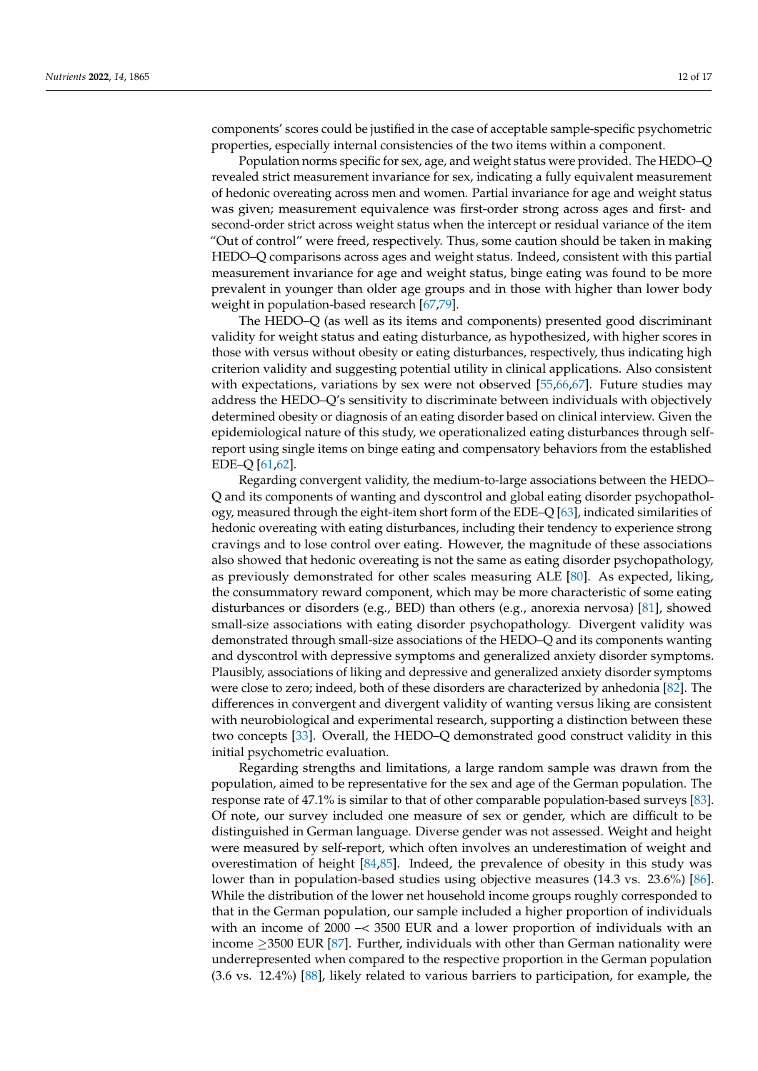components' scores could be justified in the case of acceptable sample-specific psychometric properties, especially internal consistencies of the two items within a component.

Population norms specific for sex, age, and weight status were provided. The HEDO–Q revealed strict measurement invariance for sex, indicating a fully equivalent measurement of hedonic overeating across men and women. Partial invariance for age and weight status was given; measurement equivalence was first-order strong across ages and first- and second-order strict across weight status when the intercept or residual variance of the item "Out of control" were freed, respectively. Thus, some caution should be taken in making HEDO–Q comparisons across ages and weight status. Indeed, consistent with this partial measurement invariance for age and weight status, binge eating was found to be more prevalent in younger than older age groups and in those with higher than lower body weight in population-based research [67,79].

The HEDO–Q (as well as its items and components) presented good discriminant validity for weight status and eating disturbance, as hypothesized, with higher scores in those with versus without obesity or eating disturbances, respectively, thus indicating high criterion validity and suggesting potential utility in clinical applications. Also consistent with expectations, variations by sex were not observed [55,66,67]. Future studies may address the HEDO–Q's sensitivity to discriminate between individuals with objectively determined obesity or diagnosis of an eating disorder based on clinical interview. Given the epidemiological nature of this study, we operationalized eating disturbances through self-report using single items on binge eating and compensatory behaviors from the established EDE–Q [61,62].

Regarding convergent validity, the medium-to-large associations between the HEDO–Q and its components of wanting and dyscontrol and global eating disorder psychopathology, measured through the eight-item short form of the EDE–Q [63], indicated similarities of hedonic overeating with eating disturbances, including their tendency to experience strong cravings and to lose control over eating. However, the magnitude of these associations also showed that hedonic overeating is not the same as eating disorder psychopathology, as previously demonstrated for other scales measuring ALE [80]. As expected, liking, the consummatory reward component, which may be more characteristic of some eating disturbances or disorders (e.g., BED) than others (e.g., anorexia nervosa) [81], showed small-size associations with eating disorder psychopathology. Divergent validity was demonstrated through small-size associations of the HEDO–Q and its components wanting and dyscontrol with depressive symptoms and generalized anxiety disorder symptoms. Plausibly, associations of liking and depressive and generalized anxiety disorder symptoms were close to zero; indeed, both of these disorders are characterized by anhedonia [82]. The differences in convergent and divergent validity of wanting versus liking are consistent with neurobiological and experimental research, supporting a distinction between these two concepts [33]. Overall, the HEDO–Q demonstrated good construct validity in this initial psychometric evaluation.

Regarding strengths and limitations, a large random sample was drawn from the population, aimed to be representative for the sex and age of the German population. The response rate of 47.1% is similar to that of other comparable population-based surveys [83]. Of note, our survey included one measure of sex or gender, which are difficult to be distinguished in German language. Diverse gender was not assessed. Weight and height were measured by self-report, which often involves an underestimation of weight and overestimation of height [84,85]. Indeed, the prevalence of obesity in this study was lower than in population-based studies using objective measures (14.3 vs. 23.6%) [86]. While the distribution of the lower net household income groups roughly corresponded to that in the German population, our sample included a higher proportion of individuals with an income of 2000 –< 3500 EUR and a lower proportion of individuals with an income ≥3500 EUR [87]. Further, individuals with other than German nationality were underrepresented when compared to the respective proportion in the German population (3.6 vs. 12.4%) [88], likely related to various barriers to participation, for example, the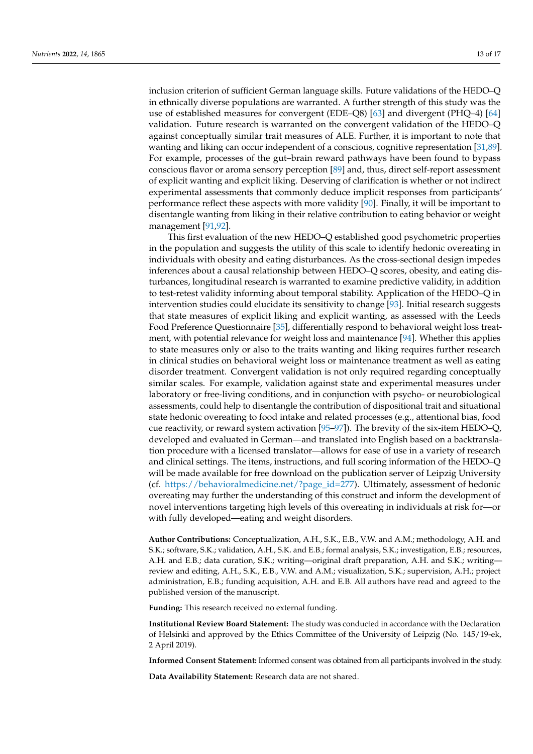inclusion criterion of sufficient German language skills. Future validations of the HEDO–Q in ethnically diverse populations are warranted. A further strength of this study was the use of established measures for convergent (EDE–Q8) [63] and divergent (PHQ–4) [64] validation. Future research is warranted on the convergent validation of the HEDO–Q against conceptually similar trait measures of ALE. Further, it is important to note that wanting and liking can occur independent of a conscious, cognitive representation [31,89]. For example, processes of the gut–brain reward pathways have been found to bypass conscious flavor or aroma sensory perception [89] and, thus, direct self-report assessment of explicit wanting and explicit liking. Deserving of clarification is whether or not indirect experimental assessments that commonly deduce implicit responses from participants' performance reflect these aspects with more validity [90]. Finally, it will be important to disentangle wanting from liking in their relative contribution to eating behavior or weight management [91,92].

This first evaluation of the new HEDO–Q established good psychometric properties in the population and suggests the utility of this scale to identify hedonic overeating in individuals with obesity and eating disturbances. As the cross-sectional design impedes inferences about a causal relationship between HEDO–Q scores, obesity, and eating disturbances, longitudinal research is warranted to examine predictive validity, in addition to test-retest validity informing about temporal stability. Application of the HEDO–Q in intervention studies could elucidate its sensitivity to change [93]. Initial research suggests that state measures of explicit liking and explicit wanting, as assessed with the Leeds Food Preference Questionnaire [35], differentially respond to behavioral weight loss treatment, with potential relevance for weight loss and maintenance [94]. Whether this applies to state measures only or also to the traits wanting and liking requires further research in clinical studies on behavioral weight loss or maintenance treatment as well as eating disorder treatment. Convergent validation is not only required regarding conceptually similar scales. For example, validation against state and experimental measures under laboratory or free-living conditions, and in conjunction with psycho- or neurobiological assessments, could help to disentangle the contribution of dispositional trait and situational state hedonic overeating to food intake and related processes (e.g., attentional bias, food cue reactivity, or reward system activation [95–97]). The brevity of the six-item HEDO–Q, developed and evaluated in German—and translated into English based on a backtranslation procedure with a licensed translator—allows for ease of use in a variety of research and clinical settings. The items, instructions, and full scoring information of the HEDO–Q will be made available for free download on the publication server of Leipzig University (cf. https://behavioralmedicine.net/?page_id=277). Ultimately, assessment of hedonic overeating may further the understanding of this construct and inform the development of novel interventions targeting high levels of this overeating in individuals at risk for—or with fully developed—eating and weight disorders.

**Author Contributions:** Conceptualization, A.H., S.K., E.B., V.W. and A.M.; methodology, A.H. and S.K.; software, S.K.; validation, A.H., S.K. and E.B.; formal analysis, S.K.; investigation, E.B.; resources, A.H. and E.B.; data curation, S.K.; writing—original draft preparation, A.H. and S.K.; writing—review and editing, A.H., S.K., E.B., V.W. and A.M.; visualization, S.K.; supervision, A.H.; project administration, E.B.; funding acquisition, A.H. and E.B. All authors have read and agreed to the published version of the manuscript.

**Funding:** This research received no external funding.

**Institutional Review Board Statement:** The study was conducted in accordance with the Declaration of Helsinki and approved by the Ethics Committee of the University of Leipzig (No. 145/19-ek, 2 April 2019).

**Informed Consent Statement:** Informed consent was obtained from all participants involved in the study.

**Data Availability Statement:** Research data are not shared.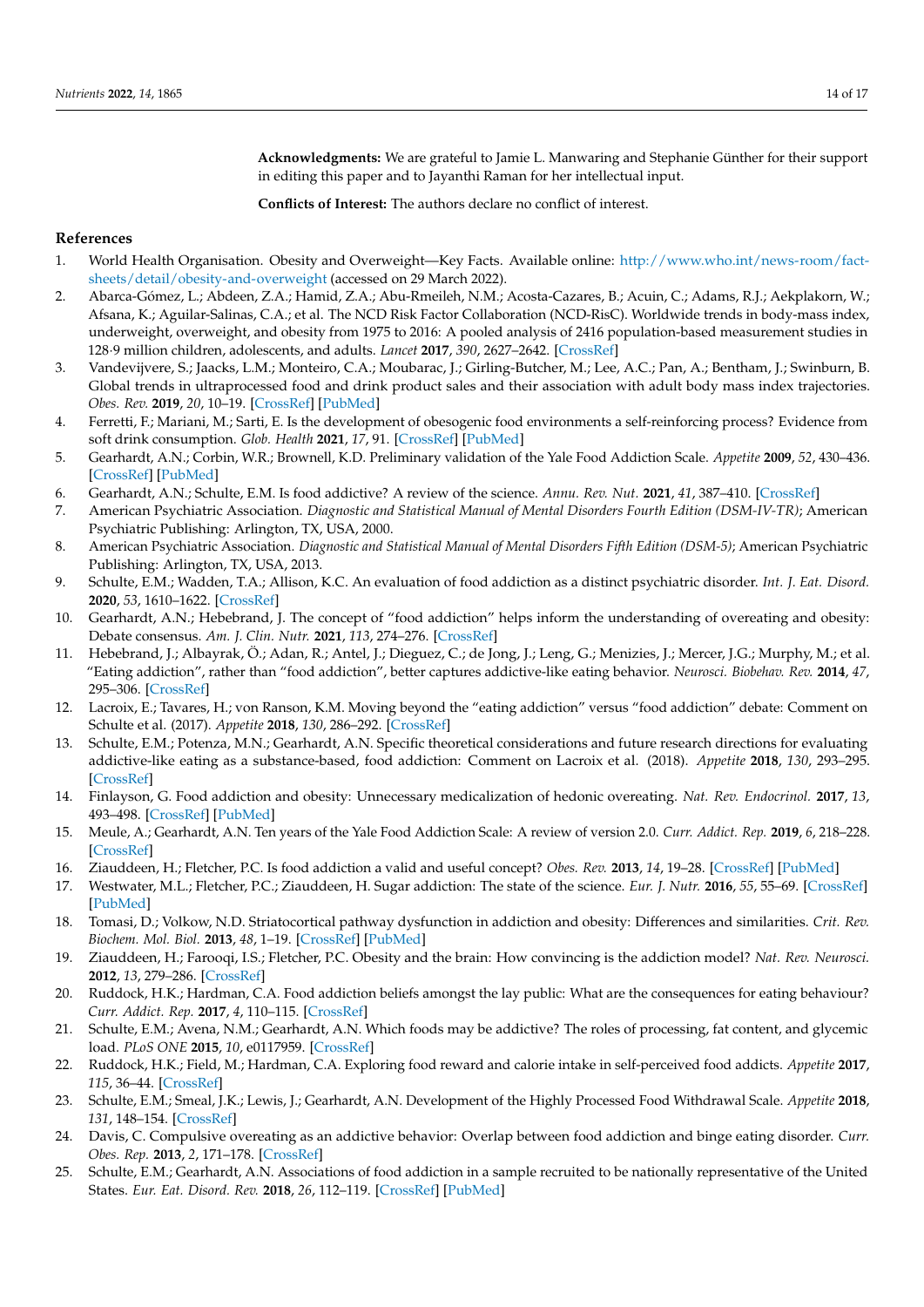**Acknowledgments:** We are grateful to Jamie L. Manwaring and Stephanie Günther for their support in editing this paper and to Jayanthi Raman for her intellectual input.

**Conflicts of Interest:** The authors declare no conflict of interest.

## References

1. World Health Organisation. Obesity and Overweight—Key Facts. Available online: http://www.who.int/news-room/fact-sheets/detail/obesity-and-overweight (accessed on 29 March 2022).
2. Abarca-Gómez, L.; Abdeen, Z.A.; Hamid, Z.A.; Abu-Rmeileh, N.M.; Acosta-Cazares, B.; Acuin, C.; Adams, R.J.; Aekplakorn, W.; Afsana, K.; Aguilar-Salinas, C.A.; et al. The NCD Risk Factor Collaboration (NCD-RisC). Worldwide trends in body-mass index, underweight, overweight, and obesity from 1975 to 2016: A pooled analysis of 2416 population-based measurement studies in 128·9 million children, adolescents, and adults. *Lancet* **2017**, *390*, 2627–2642. [CrossRef]
3. Vandevijvere, S.; Jaacks, L.M.; Monteiro, C.A.; Moubarac, J.; Girling-Butcher, M.; Lee, A.C.; Pan, A.; Bentham, J.; Swinburn, B. Global trends in ultraprocessed food and drink product sales and their association with adult body mass index trajectories. *Obes. Rev.* **2019**, *20*, 10–19. [CrossRef] [PubMed]
4. Ferretti, F.; Mariani, M.; Sarti, E. Is the development of obesogenic food environments a self-reinforcing process? Evidence from soft drink consumption. *Glob. Health* **2021**, *17*, 91. [CrossRef] [PubMed]
5. Gearhardt, A.N.; Corbin, W.R.; Brownell, K.D. Preliminary validation of the Yale Food Addiction Scale. *Appetite* **2009**, *52*, 430–436. [CrossRef] [PubMed]
6. Gearhardt, A.N.; Schulte, E.M. Is food addictive? A review of the science. *Annu. Rev. Nut.* **2021**, *41*, 387–410. [CrossRef]
7. American Psychiatric Association. *Diagnostic and Statistical Manual of Mental Disorders Fourth Edition (DSM-IV-TR)*; American Psychiatric Publishing: Arlington, TX, USA, 2000.
8. American Psychiatric Association. *Diagnostic and Statistical Manual of Mental Disorders Fifth Edition (DSM-5)*; American Psychiatric Publishing: Arlington, TX, USA, 2013.
9. Schulte, E.M.; Wadden, T.A.; Allison, K.C. An evaluation of food addiction as a distinct psychiatric disorder. *Int. J. Eat. Disord.* **2020**, *53*, 1610–1622. [CrossRef]
10. Gearhardt, A.N.; Hebebrand, J. The concept of "food addiction" helps inform the understanding of overeating and obesity: Debate consensus. *Am. J. Clin. Nutr.* **2021**, *113*, 274–276. [CrossRef]
11. Hebebrand, J.; Albayrak, Ö.; Adan, R.; Antel, J.; Dieguez, C.; de Jong, J.; Leng, G.; Menizies, J.; Mercer, J.G.; Murphy, M.; et al. "Eating addiction", rather than "food addiction", better captures addictive-like eating behavior. *Neurosci. Biobehav. Rev.* **2014**, *47*, 295–306. [CrossRef]
12. Lacroix, E.; Tavares, H.; von Ranson, K.M. Moving beyond the "eating addiction" versus "food addiction" debate: Comment on Schulte et al. (2017). *Appetite* **2018**, *130*, 286–292. [CrossRef]
13. Schulte, E.M.; Potenza, M.N.; Gearhardt, A.N. Specific theoretical considerations and future research directions for evaluating addictive-like eating as a substance-based, food addiction: Comment on Lacroix et al. (2018). *Appetite* **2018**, *130*, 293–295. [CrossRef]
14. Finlayson, G. Food addiction and obesity: Unnecessary medicalization of hedonic overeating. *Nat. Rev. Endocrinol.* **2017**, *13*, 493–498. [CrossRef] [PubMed]
15. Meule, A.; Gearhardt, A.N. Ten years of the Yale Food Addiction Scale: A review of version 2.0. *Curr. Addict. Rep.* **2019**, *6*, 218–228. [CrossRef]
16. Ziauddeen, H.; Fletcher, P.C. Is food addiction a valid and useful concept? *Obes. Rev.* **2013**, *14*, 19–28. [CrossRef] [PubMed]
17. Westwater, M.L.; Fletcher, P.C.; Ziauddeen, H. Sugar addiction: The state of the science. *Eur. J. Nutr.* **2016**, *55*, 55–69. [CrossRef] [PubMed]
18. Tomasi, D.; Volkow, N.D. Striatocortical pathway dysfunction in addiction and obesity: Differences and similarities. *Crit. Rev. Biochem. Mol. Biol.* **2013**, *48*, 1–19. [CrossRef] [PubMed]
19. Ziauddeen, H.; Farooqi, I.S.; Fletcher, P.C. Obesity and the brain: How convincing is the addiction model? *Nat. Rev. Neurosci.* **2012**, *13*, 279–286. [CrossRef]
20. Ruddock, H.K.; Hardman, C.A. Food addiction beliefs amongst the lay public: What are the consequences for eating behaviour? *Curr. Addict. Rep.* **2017**, *4*, 110–115. [CrossRef]
21. Schulte, E.M.; Avena, N.M.; Gearhardt, A.N. Which foods may be addictive? The roles of processing, fat content, and glycemic load. *PLoS ONE* **2015**, *10*, e0117959. [CrossRef]
22. Ruddock, H.K.; Field, M.; Hardman, C.A. Exploring food reward and calorie intake in self-perceived food addicts. *Appetite* **2017**, *115*, 36–44. [CrossRef]
23. Schulte, E.M.; Smeal, J.K.; Lewis, J.; Gearhardt, A.N. Development of the Highly Processed Food Withdrawal Scale. *Appetite* **2018**, *131*, 148–154. [CrossRef]
24. Davis, C. Compulsive overeating as an addictive behavior: Overlap between food addiction and binge eating disorder. *Curr. Obes. Rep.* **2013**, *2*, 171–178. [CrossRef]
25. Schulte, E.M.; Gearhardt, A.N. Associations of food addiction in a sample recruited to be nationally representative of the United States. *Eur. Eat. Disord. Rev.* **2018**, *26*, 112–119. [CrossRef] [PubMed]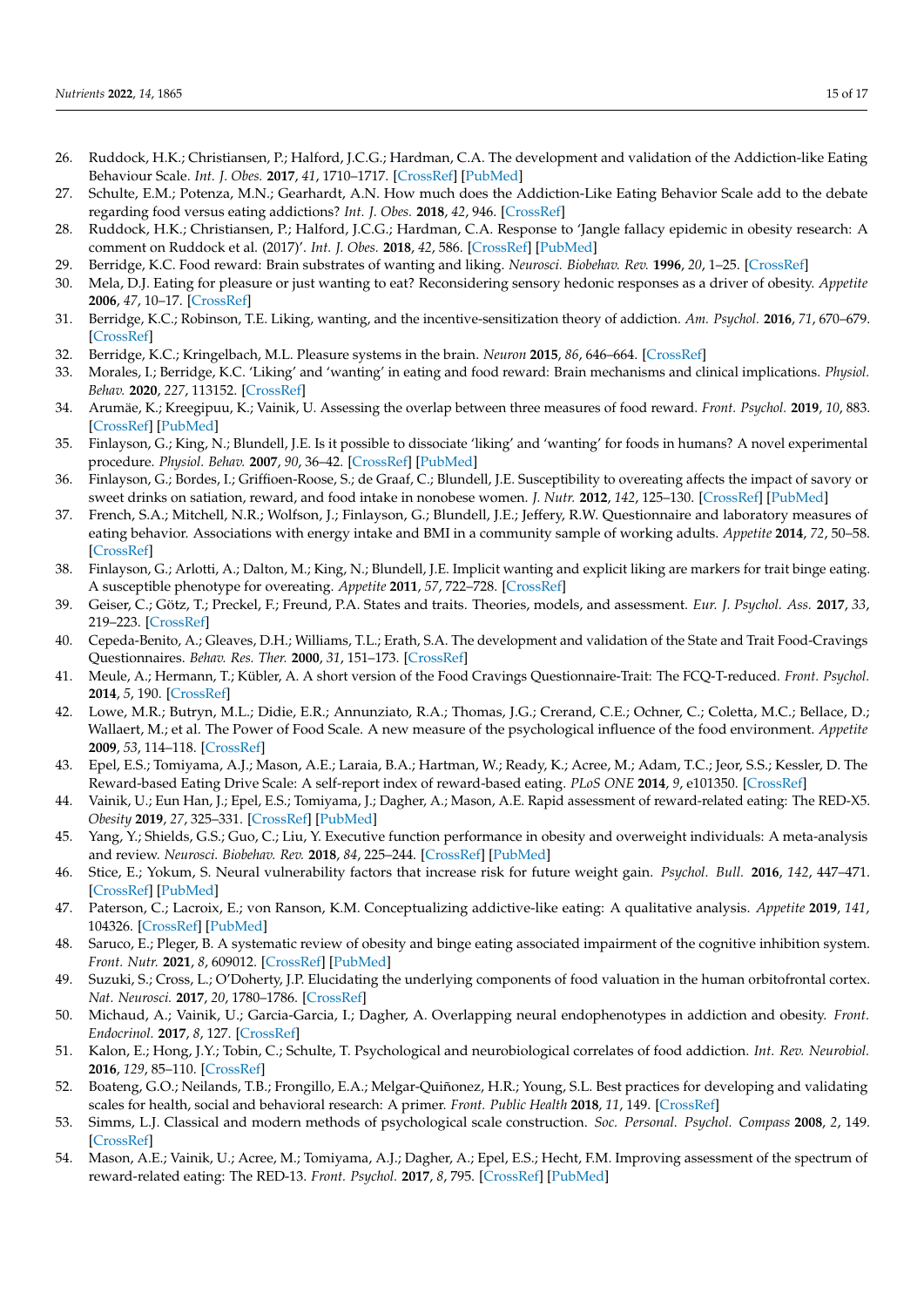26. Ruddock, H.K.; Christiansen, P.; Halford, J.C.G.; Hardman, C.A. The development and validation of the Addiction-like Eating Behaviour Scale. *Int. J. Obes.* **2017**, *41*, 1710–1717. [CrossRef] [PubMed]
27. Schulte, E.M.; Potenza, M.N.; Gearhardt, A.N. How much does the Addiction-Like Eating Behavior Scale add to the debate regarding food versus eating addictions? *Int. J. Obes.* **2018**, *42*, 946. [CrossRef]
28. Ruddock, H.K.; Christiansen, P.; Halford, J.C.G.; Hardman, C.A. Response to 'Jangle fallacy epidemic in obesity research: A comment on Ruddock et al. (2017)'. *Int. J. Obes.* **2018**, *42*, 586. [CrossRef] [PubMed]
29. Berridge, K.C. Food reward: Brain substrates of wanting and liking. *Neurosci. Biobehav. Rev.* **1996**, *20*, 1–25. [CrossRef]
30. Mela, D.J. Eating for pleasure or just wanting to eat? Reconsidering sensory hedonic responses as a driver of obesity. *Appetite* **2006**, *47*, 10–17. [CrossRef]
31. Berridge, K.C.; Robinson, T.E. Liking, wanting, and the incentive-sensitization theory of addiction. *Am. Psychol.* **2016**, *71*, 670–679. [CrossRef]
32. Berridge, K.C.; Kringelbach, M.L. Pleasure systems in the brain. *Neuron* **2015**, *86*, 646–664. [CrossRef]
33. Morales, I.; Berridge, K.C. 'Liking' and 'wanting' in eating and food reward: Brain mechanisms and clinical implications. *Physiol. Behav.* **2020**, *227*, 113152. [CrossRef]
34. Arumäe, K.; Kreegipuu, K.; Vainik, U. Assessing the overlap between three measures of food reward. *Front. Psychol.* **2019**, *10*, 883. [CrossRef] [PubMed]
35. Finlayson, G.; King, N.; Blundell, J.E. Is it possible to dissociate 'liking' and 'wanting' for foods in humans? A novel experimental procedure. *Physiol. Behav.* **2007**, *90*, 36–42. [CrossRef] [PubMed]
36. Finlayson, G.; Bordes, I.; Griffioen-Roose, S.; de Graaf, C.; Blundell, J.E. Susceptibility to overeating affects the impact of savory or sweet drinks on satiation, reward, and food intake in nonobese women. *J. Nutr.* **2012**, *142*, 125–130. [CrossRef] [PubMed]
37. French, S.A.; Mitchell, N.R.; Wolfson, J.; Finlayson, G.; Blundell, J.E.; Jeffery, R.W. Questionnaire and laboratory measures of eating behavior. Associations with energy intake and BMI in a community sample of working adults. *Appetite* **2014**, *72*, 50–58. [CrossRef]
38. Finlayson, G.; Arlotti, A.; Dalton, M.; King, N.; Blundell, J.E. Implicit wanting and explicit liking are markers for trait binge eating. A susceptible phenotype for overeating. *Appetite* **2011**, *57*, 722–728. [CrossRef]
39. Geiser, C.; Götz, T.; Preckel, F.; Freund, P.A. States and traits. Theories, models, and assessment. *Eur. J. Psychol. Ass.* **2017**, *33*, 219–223. [CrossRef]
40. Cepeda-Benito, A.; Gleaves, D.H.; Williams, T.L.; Erath, S.A. The development and validation of the State and Trait Food-Cravings Questionnaires. *Behav. Res. Ther.* **2000**, *31*, 151–173. [CrossRef]
41. Meule, A.; Hermann, T.; Kübler, A. A short version of the Food Cravings Questionnaire-Trait: The FCQ-T-reduced. *Front. Psychol.* **2014**, *5*, 190. [CrossRef]
42. Lowe, M.R.; Butryn, M.L.; Didie, E.R.; Annunziato, R.A.; Thomas, J.G.; Crerand, C.E.; Ochner, C.; Coletta, M.C.; Bellace, D.; Wallaert, M.; et al. The Power of Food Scale. A new measure of the psychological influence of the food environment. *Appetite* **2009**, *53*, 114–118. [CrossRef]
43. Epel, E.S.; Tomiyama, A.J.; Mason, A.E.; Laraia, B.A.; Hartman, W.; Ready, K.; Acree, M.; Adam, T.C.; Jeor, S.S.; Kessler, D. The Reward-based Eating Drive Scale: A self-report index of reward-based eating. *PLoS ONE* **2014**, *9*, e101350. [CrossRef]
44. Vainik, U.; Eun Han, J.; Epel, E.S.; Tomiyama, J.; Dagher, A.; Mason, A.E. Rapid assessment of reward-related eating: The RED-X5. *Obesity* **2019**, *27*, 325–331. [CrossRef] [PubMed]
45. Yang, Y.; Shields, G.S.; Guo, C.; Liu, Y. Executive function performance in obesity and overweight individuals: A meta-analysis and review. *Neurosci. Biobehav. Rev.* **2018**, *84*, 225–244. [CrossRef] [PubMed]
46. Stice, E.; Yokum, S. Neural vulnerability factors that increase risk for future weight gain. *Psychol. Bull.* **2016**, *142*, 447–471. [CrossRef] [PubMed]
47. Paterson, C.; Lacroix, E.; von Ranson, K.M. Conceptualizing addictive-like eating: A qualitative analysis. *Appetite* **2019**, *141*, 104326. [CrossRef] [PubMed]
48. Saruco, E.; Pleger, B. A systematic review of obesity and binge eating associated impairment of the cognitive inhibition system. *Front. Nutr.* **2021**, *8*, 609012. [CrossRef] [PubMed]
49. Suzuki, S.; Cross, L.; O'Doherty, J.P. Elucidating the underlying components of food valuation in the human orbitofrontal cortex. *Nat. Neurosci.* **2017**, *20*, 1780–1786. [CrossRef]
50. Michaud, A.; Vainik, U.; Garcia-Garcia, I.; Dagher, A. Overlapping neural endophenotypes in addiction and obesity. *Front. Endocrinol.* **2017**, *8*, 127. [CrossRef]
51. Kalon, E.; Hong, J.Y.; Tobin, C.; Schulte, T. Psychological and neurobiological correlates of food addiction. *Int. Rev. Neurobiol.* **2016**, *129*, 85–110. [CrossRef]
52. Boateng, G.O.; Neilands, T.B.; Frongillo, E.A.; Melgar-Quiñonez, H.R.; Young, S.L. Best practices for developing and validating scales for health, social and behavioral research: A primer. *Front. Public Health* **2018**, *11*, 149. [CrossRef]
53. Simms, L.J. Classical and modern methods of psychological scale construction. *Soc. Personal. Psychol. Compass* **2008**, *2*, 149. [CrossRef]
54. Mason, A.E.; Vainik, U.; Acree, M.; Tomiyama, A.J.; Dagher, A.; Epel, E.S.; Hecht, F.M. Improving assessment of the spectrum of reward-related eating: The RED-13. *Front. Psychol.* **2017**, *8*, 795. [CrossRef] [PubMed]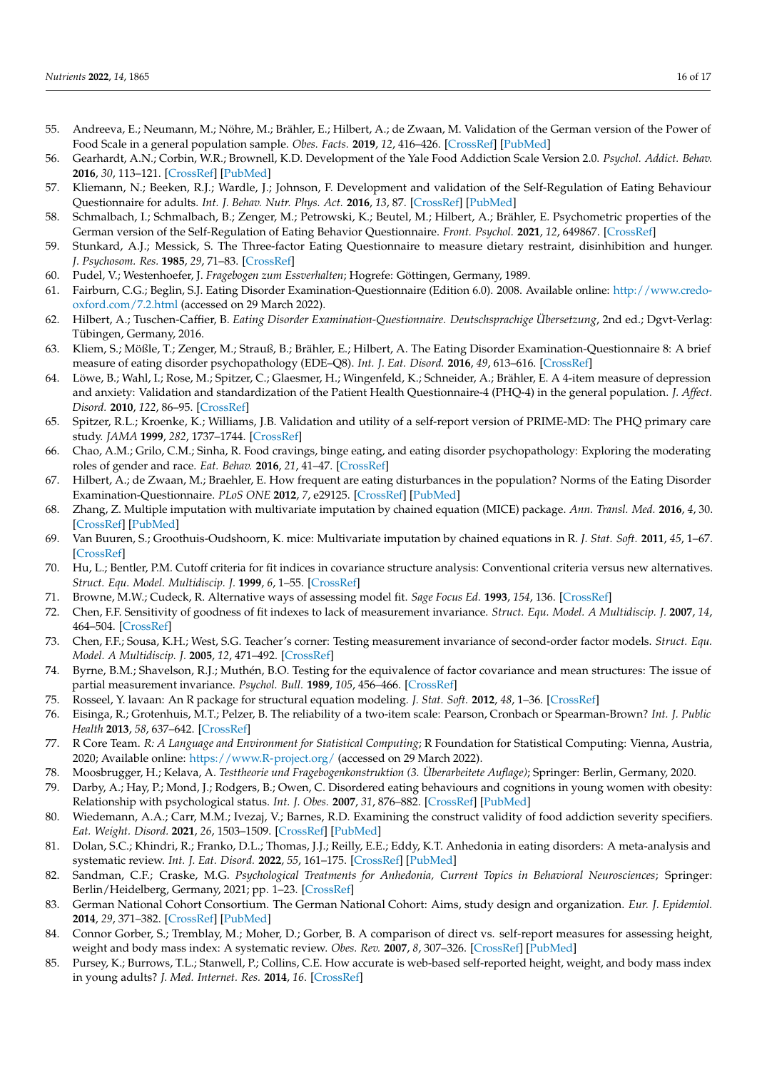55. Andreeva, E.; Neumann, M.; Nöhre, M.; Brähler, E.; Hilbert, A.; de Zwaan, M. Validation of the German version of the Power of Food Scale in a general population sample. *Obes. Facts.* **2019**, *12*, 416–426. [CrossRef] [PubMed]
56. Gearhardt, A.N.; Corbin, W.R.; Brownell, K.D. Development of the Yale Food Addiction Scale Version 2.0. *Psychol. Addict. Behav.* **2016**, *30*, 113–121. [CrossRef] [PubMed]
57. Kliemann, N.; Beeken, R.J.; Wardle, J.; Johnson, F. Development and validation of the Self-Regulation of Eating Behaviour Questionnaire for adults. *Int. J. Behav. Nutr. Phys. Act.* **2016**, *13*, 87. [CrossRef] [PubMed]
58. Schmalbach, I.; Schmalbach, B.; Zenger, M.; Petrowski, K.; Beutel, M.; Hilbert, A.; Brähler, E. Psychometric properties of the German version of the Self-Regulation of Eating Behavior Questionnaire. *Front. Psychol.* **2021**, *12*, 649867. [CrossRef]
59. Stunkard, A.J.; Messick, S. The Three-factor Eating Questionnaire to measure dietary restraint, disinhibition and hunger. *J. Psychosom. Res.* **1985**, *29*, 71–83. [CrossRef]
60. Pudel, V.; Westenhoefer, J. *Fragebogen zum Essverhalten*; Hogrefe: Göttingen, Germany, 1989.
61. Fairburn, C.G.; Beglin, S.J. Eating Disorder Examination-Questionnaire (Edition 6.0). 2008. Available online: http://www.credo-oxford.com/7.2.html (accessed on 29 March 2022).
62. Hilbert, A.; Tuschen-Caffier, B. *Eating Disorder Examination-Questionnaire. Deutschsprachige Übersetzung*, 2nd ed.; Dgvt-Verlag: Tübingen, Germany, 2016.
63. Kliem, S.; Mößle, T.; Zenger, M.; Strauß, B.; Brähler, E.; Hilbert, A. The Eating Disorder Examination-Questionnaire 8: A brief measure of eating disorder psychopathology (EDE–Q8). *Int. J. Eat. Disord.* **2016**, *49*, 613–616. [CrossRef]
64. Löwe, B.; Wahl, I.; Rose, M.; Spitzer, C.; Glaesmer, H.; Wingenfeld, K.; Schneider, A.; Brähler, E. A 4-item measure of depression and anxiety: Validation and standardization of the Patient Health Questionnaire-4 (PHQ-4) in the general population. *J. Affect. Disord.* **2010**, *122*, 86–95. [CrossRef]
65. Spitzer, R.L.; Kroenke, K.; Williams, J.B. Validation and utility of a self-report version of PRIME-MD: The PHQ primary care study. *JAMA* **1999**, *282*, 1737–1744. [CrossRef]
66. Chao, A.M.; Grilo, C.M.; Sinha, R. Food cravings, binge eating, and eating disorder psychopathology: Exploring the moderating roles of gender and race. *Eat. Behav.* **2016**, *21*, 41–47. [CrossRef]
67. Hilbert, A.; de Zwaan, M.; Braehler, E. How frequent are eating disturbances in the population? Norms of the Eating Disorder Examination-Questionnaire. *PLoS ONE* **2012**, *7*, e29125. [CrossRef] [PubMed]
68. Zhang, Z. Multiple imputation with multivariate imputation by chained equation (MICE) package. *Ann. Transl. Med.* **2016**, *4*, 30. [CrossRef] [PubMed]
69. Van Buuren, S.; Groothuis-Oudshoorn, K. mice: Multivariate imputation by chained equations in R. *J. Stat. Soft.* **2011**, *45*, 1–67. [CrossRef]
70. Hu, L.; Bentler, P.M. Cutoff criteria for fit indices in covariance structure analysis: Conventional criteria versus new alternatives. *Struct. Equ. Model. Multidiscip. J.* **1999**, *6*, 1–55. [CrossRef]
71. Browne, M.W.; Cudeck, R. Alternative ways of assessing model fit. *Sage Focus Ed.* **1993**, *154*, 136. [CrossRef]
72. Chen, F.F. Sensitivity of goodness of fit indexes to lack of measurement invariance. *Struct. Equ. Model. A Multidiscip. J.* **2007**, *14*, 464–504. [CrossRef]
73. Chen, F.F.; Sousa, K.H.; West, S.G. Teacher's corner: Testing measurement invariance of second-order factor models. *Struct. Equ. Model. A Multidiscip. J.* **2005**, *12*, 471–492. [CrossRef]
74. Byrne, B.M.; Shavelson, R.J.; Muthén, B.O. Testing for the equivalence of factor covariance and mean structures: The issue of partial measurement invariance. *Psychol. Bull.* **1989**, *105*, 456–466. [CrossRef]
75. Rosseel, Y. lavaan: An R package for structural equation modeling. *J. Stat. Soft.* **2012**, *48*, 1–36. [CrossRef]
76. Eisinga, R.; Grotenhuis, M.T.; Pelzer, B. The reliability of a two-item scale: Pearson, Cronbach or Spearman-Brown? *Int. J. Public Health* **2013**, *58*, 637–642. [CrossRef]
77. R Core Team. *R: A Language and Environment for Statistical Computing*; R Foundation for Statistical Computing: Vienna, Austria, 2020; Available online: https://www.R-project.org/ (accessed on 29 March 2022).
78. Moosbrugger, H.; Kelava, A. *Testtheorie und Fragebogenkonstruktion (3. Überarbeitete Auflage)*; Springer: Berlin, Germany, 2020.
79. Darby, A.; Hay, P.; Mond, J.; Rodgers, B.; Owen, C. Disordered eating behaviours and cognitions in young women with obesity: Relationship with psychological status. *Int. J. Obes.* **2007**, *31*, 876–882. [CrossRef] [PubMed]
80. Wiedemann, A.A.; Carr, M.M.; Ivezaj, V.; Barnes, R.D. Examining the construct validity of food addiction severity specifiers. *Eat. Weight. Disord.* **2021**, *26*, 1503–1509. [CrossRef] [PubMed]
81. Dolan, S.C.; Khindri, R.; Franko, D.L.; Thomas, J.J.; Reilly, E.E.; Eddy, K.T. Anhedonia in eating disorders: A meta-analysis and systematic review. *Int. J. Eat. Disord.* **2022**, *55*, 161–175. [CrossRef] [PubMed]
82. Sandman, C.F.; Craske, M.G. *Psychological Treatments for Anhedonia, Current Topics in Behavioral Neurosciences*; Springer: Berlin/Heidelberg, Germany, 2021; pp. 1–23. [CrossRef]
83. German National Cohort Consortium. The German National Cohort: Aims, study design and organization. *Eur. J. Epidemiol.* **2014**, *29*, 371–382. [CrossRef] [PubMed]
84. Connor Gorber, S.; Tremblay, M.; Moher, D.; Gorber, B. A comparison of direct vs. self-report measures for assessing height, weight and body mass index: A systematic review. *Obes. Rev.* **2007**, *8*, 307–326. [CrossRef] [PubMed]
85. Pursey, K.; Burrows, T.L.; Stanwell, P.; Collins, C.E. How accurate is web-based self-reported height, weight, and body mass index in young adults? *J. Med. Internet. Res.* **2014**, *16*. [CrossRef]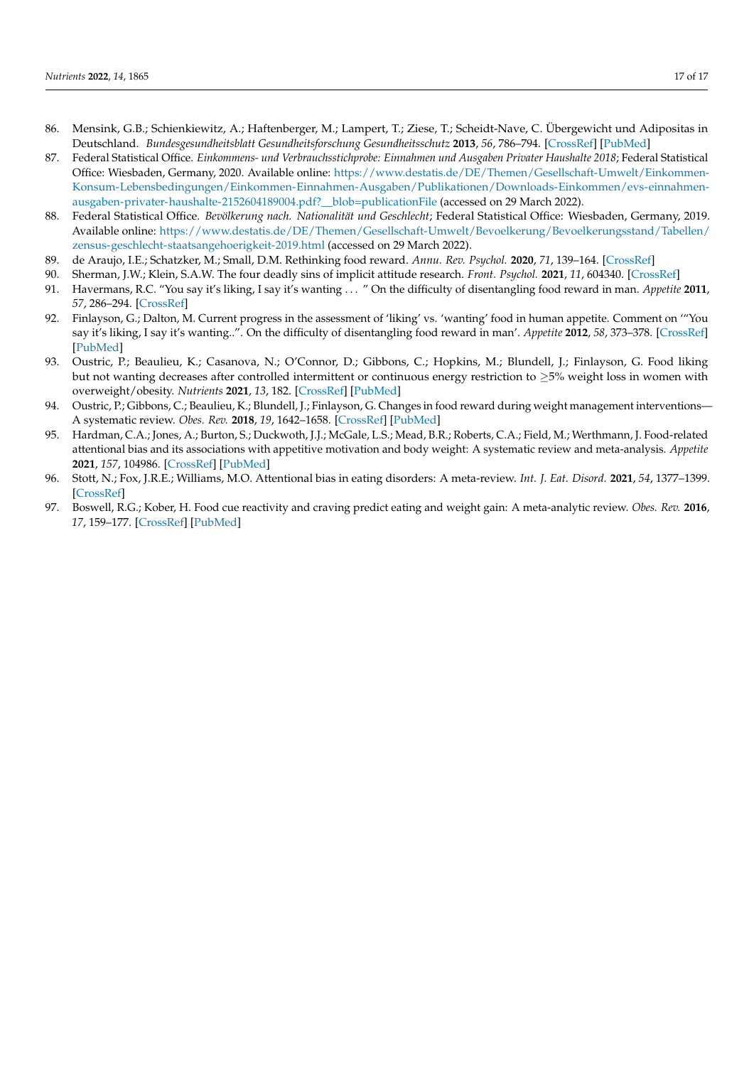86. Mensink, G.B.; Schienkiewitz, A.; Haftenberger, M.; Lampert, T.; Ziese, T.; Scheidt-Nave, C. Übergewicht und Adipositas in Deutschland. *Bundesgesundheitsblatt Gesundheitsforschung Gesundheitsschutz* **2013**, *56*, 786–794. [CrossRef] [PubMed]
87. Federal Statistical Office. *Einkommens- und Verbrauchsstichprobe: Einnahmen und Ausgaben Privater Haushalte 2018*; Federal Statistical Office: Wiesbaden, Germany, 2020. Available online: https://www.destatis.de/DE/Themen/Gesellschaft-Umwelt/Einkommen-Konsum-Lebensbedingungen/Einkommen-Einnahmen-Ausgaben/Publikationen/Downloads-Einkommen/evs-einnahmen-ausgaben-privater-haushalte-2152604189004.pdf?__blob=publicationFile (accessed on 29 March 2022).
88. Federal Statistical Office. *Bevölkerung nach. Nationalität und Geschlecht*; Federal Statistical Office: Wiesbaden, Germany, 2019. Available online: https://www.destatis.de/DE/Themen/Gesellschaft-Umwelt/Bevoelkerung/Bevoelkerungsstand/Tabellen/zensus-geschlecht-staatsangehoerigkeit-2019.html (accessed on 29 March 2022).
89. de Araujo, I.E.; Schatzker, M.; Small, D.M. Rethinking food reward. *Annu. Rev. Psychol.* **2020**, *71*, 139–164. [CrossRef]
90. Sherman, J.W.; Klein, S.A.W. The four deadly sins of implicit attitude research. *Front. Psychol.* **2021**, *11*, 604340. [CrossRef]
91. Havermans, R.C. "You say it's liking, I say it's wanting . . . " On the difficulty of disentangling food reward in man. *Appetite* **2011**, *57*, 286–294. [CrossRef]
92. Finlayson, G.; Dalton, M. Current progress in the assessment of 'liking' vs. 'wanting' food in human appetite. Comment on '"You say it's liking, I say it's wanting..". On the difficulty of disentangling food reward in man'. *Appetite* **2012**, *58*, 373–378. [CrossRef] [PubMed]
93. Oustric, P.; Beaulieu, K.; Casanova, N.; O'Connor, D.; Gibbons, C.; Hopkins, M.; Blundell, J.; Finlayson, G. Food liking but not wanting decreases after controlled intermittent or continuous energy restriction to ≥5% weight loss in women with overweight/obesity. *Nutrients* **2021**, *13*, 182. [CrossRef] [PubMed]
94. Oustric, P.; Gibbons, C.; Beaulieu, K.; Blundell, J.; Finlayson, G. Changes in food reward during weight management interventions—A systematic review. *Obes. Rev.* **2018**, *19*, 1642–1658. [CrossRef] [PubMed]
95. Hardman, C.A.; Jones, A.; Burton, S.; Duckwoth, J.J.; McGale, L.S.; Mead, B.R.; Roberts, C.A.; Field, M.; Werthmann, J. Food-related attentional bias and its associations with appetitive motivation and body weight: A systematic review and meta-analysis. *Appetite* **2021**, *157*, 104986. [CrossRef] [PubMed]
96. Stott, N.; Fox, J.R.E.; Williams, M.O. Attentional bias in eating disorders: A meta-review. *Int. J. Eat. Disord.* **2021**, *54*, 1377–1399. [CrossRef]
97. Boswell, R.G.; Kober, H. Food cue reactivity and craving predict eating and weight gain: A meta-analytic review. *Obes. Rev.* **2016**, *17*, 159–177. [CrossRef] [PubMed]